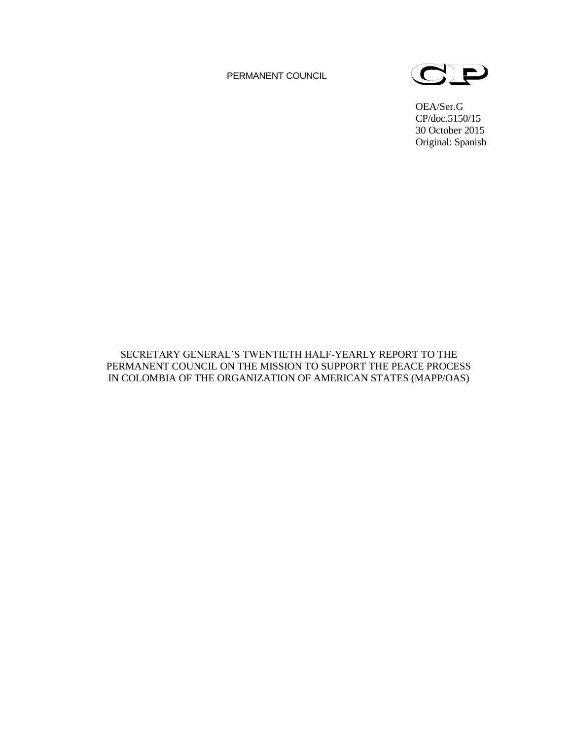PERMANENT COUNCIL

CP

OEA/Ser.G
CP/doc.5150/15
30 October 2015
Original: Spanish

SECRETARY GENERAL'S TWENTIETH HALF-YEARLY REPORT TO THE PERMANENT COUNCIL ON THE MISSION TO SUPPORT THE PEACE PROCESS IN COLOMBIA OF THE ORGANIZATION OF AMERICAN STATES (MAPP/OAS)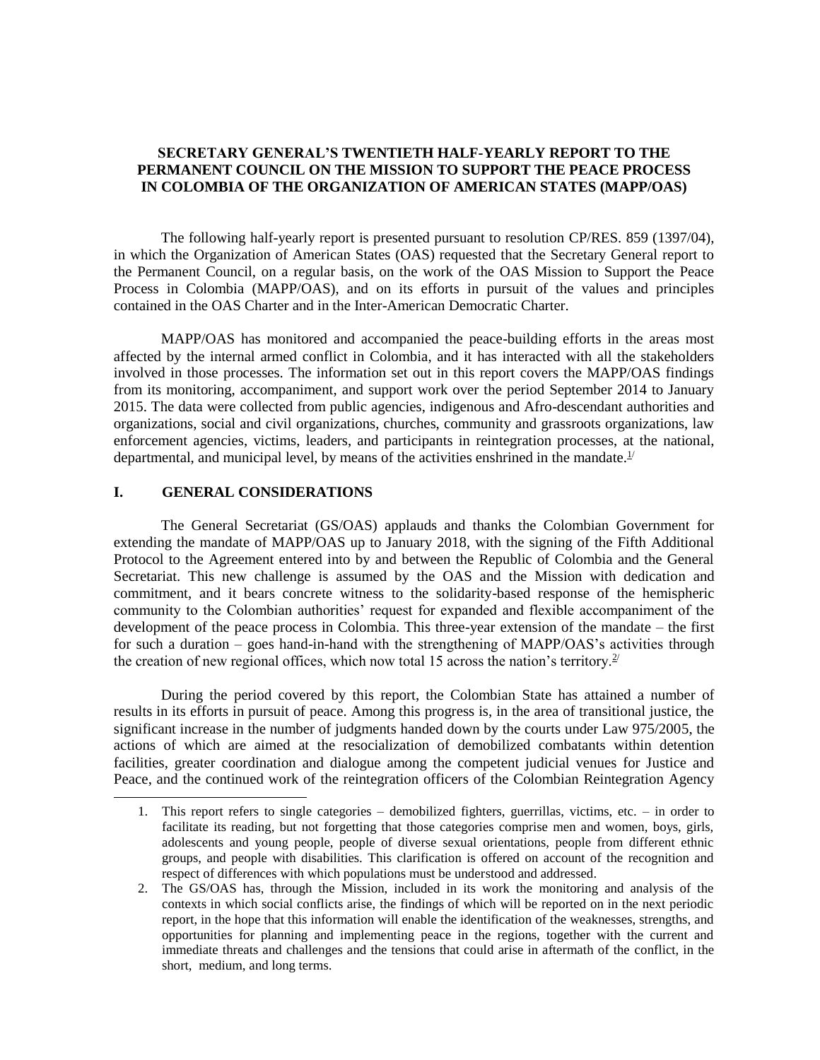**SECRETARY GENERAL'S TWENTIETH HALF-YEARLY REPORT TO THE PERMANENT COUNCIL ON THE MISSION TO SUPPORT THE PEACE PROCESS IN COLOMBIA OF THE ORGANIZATION OF AMERICAN STATES (MAPP/OAS)**

The following half-yearly report is presented pursuant to resolution CP/RES. 859 (1397/04), in which the Organization of American States (OAS) requested that the Secretary General report to the Permanent Council, on a regular basis, on the work of the OAS Mission to Support the Peace Process in Colombia (MAPP/OAS), and on its efforts in pursuit of the values and principles contained in the OAS Charter and in the Inter-American Democratic Charter.

MAPP/OAS has monitored and accompanied the peace-building efforts in the areas most affected by the internal armed conflict in Colombia, and it has interacted with all the stakeholders involved in those processes. The information set out in this report covers the MAPP/OAS findings from its monitoring, accompaniment, and support work over the period September 2014 to January 2015. The data were collected from public agencies, indigenous and Afro-descendant authorities and organizations, social and civil organizations, churches, community and grassroots organizations, law enforcement agencies, victims, leaders, and participants in reintegration processes, at the national, departmental, and municipal level, by means of the activities enshrined in the mandate.[1/]

## I. GENERAL CONSIDERATIONS

The General Secretariat (GS/OAS) applauds and thanks the Colombian Government for extending the mandate of MAPP/OAS up to January 2018, with the signing of the Fifth Additional Protocol to the Agreement entered into by and between the Republic of Colombia and the General Secretariat. This new challenge is assumed by the OAS and the Mission with dedication and commitment, and it bears concrete witness to the solidarity-based response of the hemispheric community to the Colombian authorities' request for expanded and flexible accompaniment of the development of the peace process in Colombia. This three-year extension of the mandate – the first for such a duration – goes hand-in-hand with the strengthening of MAPP/OAS's activities through the creation of new regional offices, which now total 15 across the nation's territory.[2/]

During the period covered by this report, the Colombian State has attained a number of results in its efforts in pursuit of peace. Among this progress is, in the area of transitional justice, the significant increase in the number of judgments handed down by the courts under Law 975/2005, the actions of which are aimed at the resocialization of demobilized combatants within detention facilities, greater coordination and dialogue among the competent judicial venues for Justice and Peace, and the continued work of the reintegration officers of the Colombian Reintegration Agency

---

1. This report refers to single categories – demobilized fighters, guerrillas, victims, etc. – in order to facilitate its reading, but not forgetting that those categories comprise men and women, boys, girls, adolescents and young people, people of diverse sexual orientations, people from different ethnic groups, and people with disabilities. This clarification is offered on account of the recognition and respect of differences with which populations must be understood and addressed.
2. The GS/OAS has, through the Mission, included in its work the monitoring and analysis of the contexts in which social conflicts arise, the findings of which will be reported on in the next periodic report, in the hope that this information will enable the identification of the weaknesses, strengths, and opportunities for planning and implementing peace in the regions, together with the current and immediate threats and challenges and the tensions that could arise in aftermath of the conflict, in the short, medium, and long terms.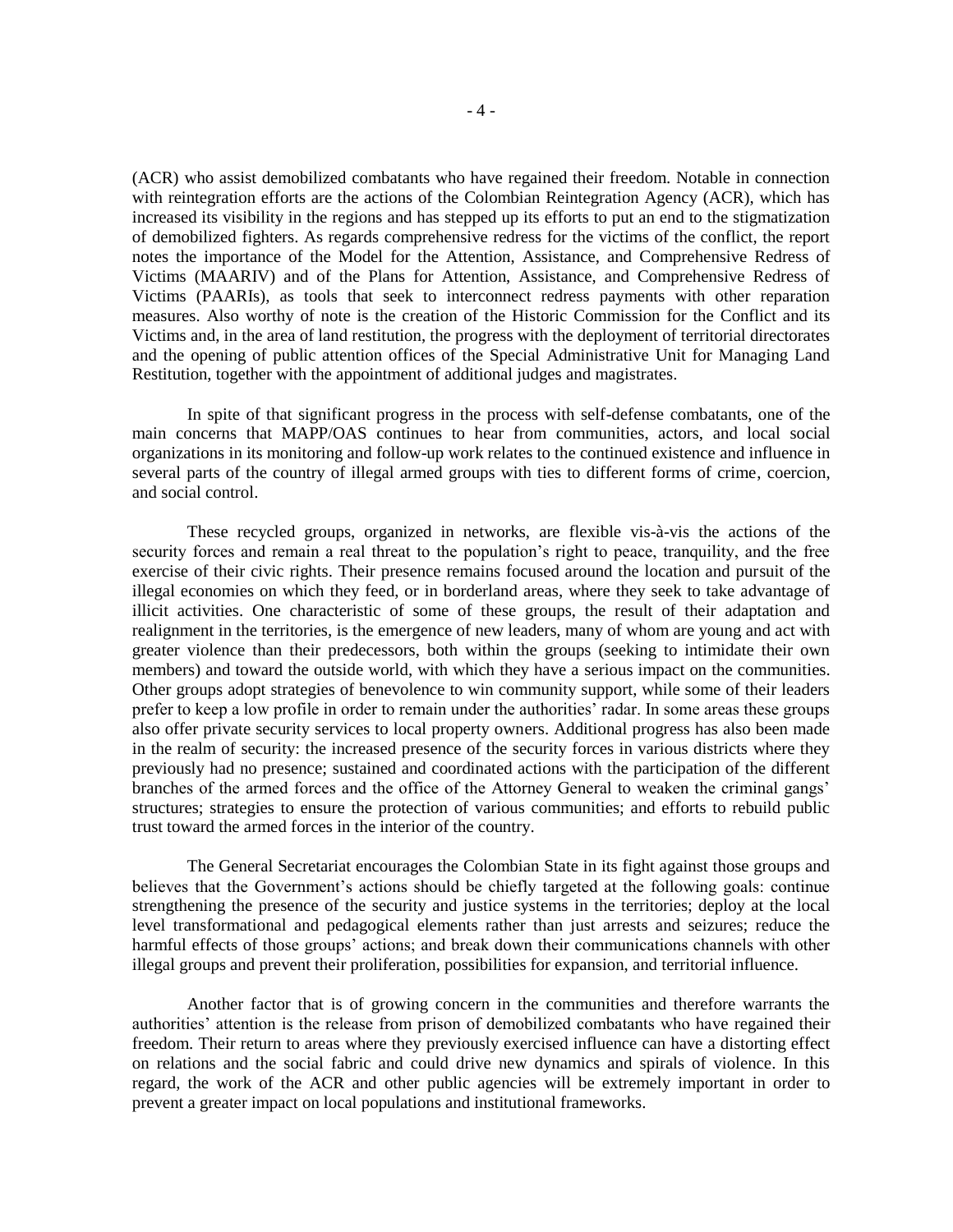(ACR) who assist demobilized combatants who have regained their freedom. Notable in connection with reintegration efforts are the actions of the Colombian Reintegration Agency (ACR), which has increased its visibility in the regions and has stepped up its efforts to put an end to the stigmatization of demobilized fighters. As regards comprehensive redress for the victims of the conflict, the report notes the importance of the Model for the Attention, Assistance, and Comprehensive Redress of Victims (MAARIV) and of the Plans for Attention, Assistance, and Comprehensive Redress of Victims (PAARIs), as tools that seek to interconnect redress payments with other reparation measures. Also worthy of note is the creation of the Historic Commission for the Conflict and its Victims and, in the area of land restitution, the progress with the deployment of territorial directorates and the opening of public attention offices of the Special Administrative Unit for Managing Land Restitution, together with the appointment of additional judges and magistrates.

In spite of that significant progress in the process with self-defense combatants, one of the main concerns that MAPP/OAS continues to hear from communities, actors, and local social organizations in its monitoring and follow-up work relates to the continued existence and influence in several parts of the country of illegal armed groups with ties to different forms of crime, coercion, and social control.

These recycled groups, organized in networks, are flexible vis-à-vis the actions of the security forces and remain a real threat to the population's right to peace, tranquility, and the free exercise of their civic rights. Their presence remains focused around the location and pursuit of the illegal economies on which they feed, or in borderland areas, where they seek to take advantage of illicit activities. One characteristic of some of these groups, the result of their adaptation and realignment in the territories, is the emergence of new leaders, many of whom are young and act with greater violence than their predecessors, both within the groups (seeking to intimidate their own members) and toward the outside world, with which they have a serious impact on the communities. Other groups adopt strategies of benevolence to win community support, while some of their leaders prefer to keep a low profile in order to remain under the authorities' radar. In some areas these groups also offer private security services to local property owners. Additional progress has also been made in the realm of security: the increased presence of the security forces in various districts where they previously had no presence; sustained and coordinated actions with the participation of the different branches of the armed forces and the office of the Attorney General to weaken the criminal gangs' structures; strategies to ensure the protection of various communities; and efforts to rebuild public trust toward the armed forces in the interior of the country.

The General Secretariat encourages the Colombian State in its fight against those groups and believes that the Government's actions should be chiefly targeted at the following goals: continue strengthening the presence of the security and justice systems in the territories; deploy at the local level transformational and pedagogical elements rather than just arrests and seizures; reduce the harmful effects of those groups' actions; and break down their communications channels with other illegal groups and prevent their proliferation, possibilities for expansion, and territorial influence.

Another factor that is of growing concern in the communities and therefore warrants the authorities' attention is the release from prison of demobilized combatants who have regained their freedom. Their return to areas where they previously exercised influence can have a distorting effect on relations and the social fabric and could drive new dynamics and spirals of violence. In this regard, the work of the ACR and other public agencies will be extremely important in order to prevent a greater impact on local populations and institutional frameworks.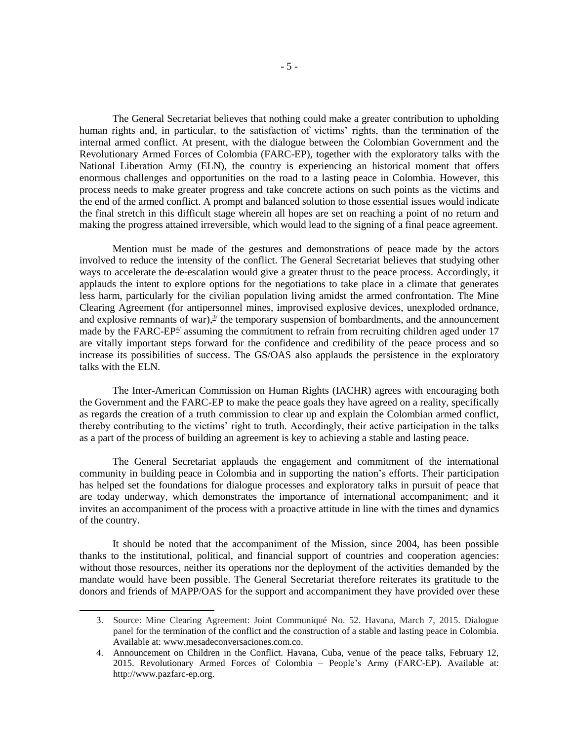The General Secretariat believes that nothing could make a greater contribution to upholding human rights and, in particular, to the satisfaction of victims' rights, than the termination of the internal armed conflict. At present, with the dialogue between the Colombian Government and the Revolutionary Armed Forces of Colombia (FARC-EP), together with the exploratory talks with the National Liberation Army (ELN), the country is experiencing an historical moment that offers enormous challenges and opportunities on the road to a lasting peace in Colombia. However, this process needs to make greater progress and take concrete actions on such points as the victims and the end of the armed conflict. A prompt and balanced solution to those essential issues would indicate the final stretch in this difficult stage wherein all hopes are set on reaching a point of no return and making the progress attained irreversible, which would lead to the signing of a final peace agreement.

Mention must be made of the gestures and demonstrations of peace made by the actors involved to reduce the intensity of the conflict. The General Secretariat believes that studying other ways to accelerate the de-escalation would give a greater thrust to the peace process. Accordingly, it applauds the intent to explore options for the negotiations to take place in a climate that generates less harm, particularly for the civilian population living amidst the armed confrontation. The Mine Clearing Agreement (for antipersonnel mines, improvised explosive devices, unexploded ordnance, and explosive remnants of war),[3] the temporary suspension of bombardments, and the announcement made by the FARC-EP[4] assuming the commitment to refrain from recruiting children aged under 17 are vitally important steps forward for the confidence and credibility of the peace process and so increase its possibilities of success. The GS/OAS also applauds the persistence in the exploratory talks with the ELN.

The Inter-American Commission on Human Rights (IACHR) agrees with encouraging both the Government and the FARC-EP to make the peace goals they have agreed on a reality, specifically as regards the creation of a truth commission to clear up and explain the Colombian armed conflict, thereby contributing to the victims' right to truth. Accordingly, their active participation in the talks as a part of the process of building an agreement is key to achieving a stable and lasting peace.

The General Secretariat applauds the engagement and commitment of the international community in building peace in Colombia and in supporting the nation's efforts. Their participation has helped set the foundations for dialogue processes and exploratory talks in pursuit of peace that are today underway, which demonstrates the importance of international accompaniment; and it invites an accompaniment of the process with a proactive attitude in line with the times and dynamics of the country.

It should be noted that the accompaniment of the Mission, since 2004, has been possible thanks to the institutional, political, and financial support of countries and cooperation agencies: without those resources, neither its operations nor the deployment of the activities demanded by the mandate would have been possible. The General Secretariat therefore reiterates its gratitude to the donors and friends of MAPP/OAS for the support and accompaniment they have provided over these

3. Source: Mine Clearing Agreement: Joint Communiqué No. 52. Havana, March 7, 2015. Dialogue panel for the termination of the conflict and the construction of a stable and lasting peace in Colombia. Available at: www.mesadeconversaciones.com.co.

4. Announcement on Children in the Conflict. Havana, Cuba, venue of the peace talks, February 12, 2015. Revolutionary Armed Forces of Colombia – People's Army (FARC-EP). Available at: http://www.pazfarc-ep.org.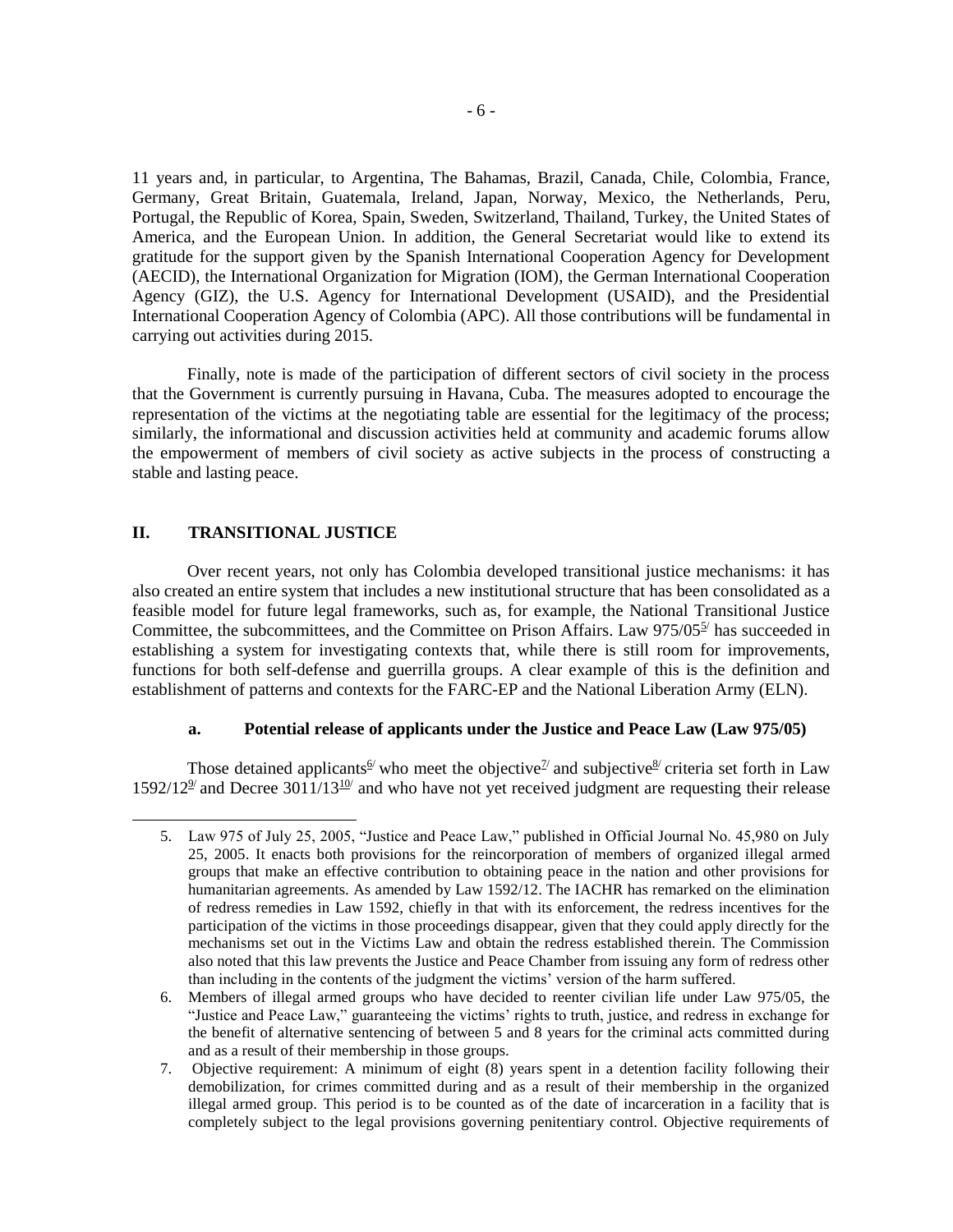11 years and, in particular, to Argentina, The Bahamas, Brazil, Canada, Chile, Colombia, France, Germany, Great Britain, Guatemala, Ireland, Japan, Norway, Mexico, the Netherlands, Peru, Portugal, the Republic of Korea, Spain, Sweden, Switzerland, Thailand, Turkey, the United States of America, and the European Union. In addition, the General Secretariat would like to extend its gratitude for the support given by the Spanish International Cooperation Agency for Development (AECID), the International Organization for Migration (IOM), the German International Cooperation Agency (GIZ), the U.S. Agency for International Development (USAID), and the Presidential International Cooperation Agency of Colombia (APC). All those contributions will be fundamental in carrying out activities during 2015.

Finally, note is made of the participation of different sectors of civil society in the process that the Government is currently pursuing in Havana, Cuba. The measures adopted to encourage the representation of the victims at the negotiating table are essential for the legitimacy of the process; similarly, the informational and discussion activities held at community and academic forums allow the empowerment of members of civil society as active subjects in the process of constructing a stable and lasting peace.

## II. TRANSITIONAL JUSTICE

Over recent years, not only has Colombia developed transitional justice mechanisms: it has also created an entire system that includes a new institutional structure that has been consolidated as a feasible model for future legal frameworks, such as, for example, the National Transitional Justice Committee, the subcommittees, and the Committee on Prison Affairs. Law 975/05[5/] has succeeded in establishing a system for investigating contexts that, while there is still room for improvements, functions for both self-defense and guerrilla groups. A clear example of this is the definition and establishment of patterns and contexts for the FARC-EP and the National Liberation Army (ELN).

### a. Potential release of applicants under the Justice and Peace Law (Law 975/05)

Those detained applicants[6/] who meet the objective[7/] and subjective[8/] criteria set forth in Law 1592/12[9/] and Decree 3011/13[10/] and who have not yet received judgment are requesting their release

---

5. Law 975 of July 25, 2005, "Justice and Peace Law," published in Official Journal No. 45,980 on July 25, 2005. It enacts both provisions for the reincorporation of members of organized illegal armed groups that make an effective contribution to obtaining peace in the nation and other provisions for humanitarian agreements. As amended by Law 1592/12. The IACHR has remarked on the elimination of redress remedies in Law 1592, chiefly in that with its enforcement, the redress incentives for the participation of the victims in those proceedings disappear, given that they could apply directly for the mechanisms set out in the Victims Law and obtain the redress established therein. The Commission also noted that this law prevents the Justice and Peace Chamber from issuing any form of redress other than including in the contents of the judgment the victims' version of the harm suffered.

6. Members of illegal armed groups who have decided to reenter civilian life under Law 975/05, the "Justice and Peace Law," guaranteeing the victims' rights to truth, justice, and redress in exchange for the benefit of alternative sentencing of between 5 and 8 years for the criminal acts committed during and as a result of their membership in those groups.

7. Objective requirement: A minimum of eight (8) years spent in a detention facility following their demobilization, for crimes committed during and as a result of their membership in the organized illegal armed group. This period is to be counted as of the date of incarceration in a facility that is completely subject to the legal provisions governing penitentiary control. Objective requirements of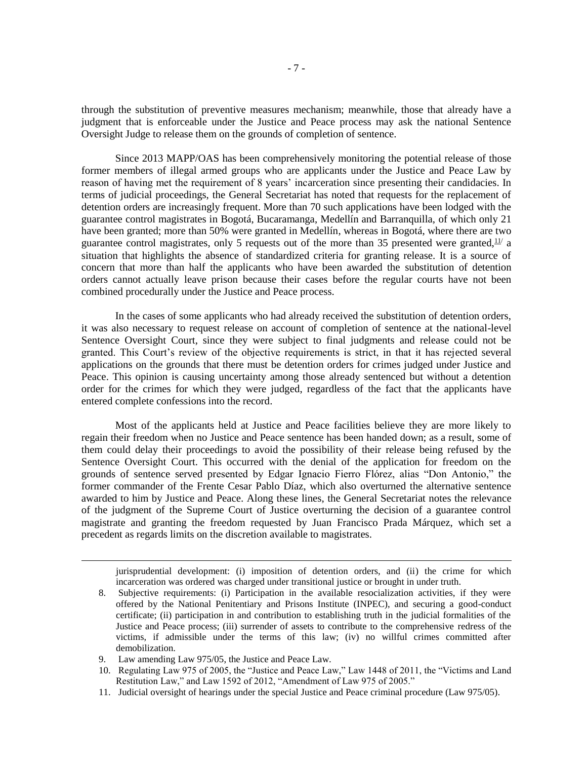through the substitution of preventive measures mechanism; meanwhile, those that already have a judgment that is enforceable under the Justice and Peace process may ask the national Sentence Oversight Judge to release them on the grounds of completion of sentence.

Since 2013 MAPP/OAS has been comprehensively monitoring the potential release of those former members of illegal armed groups who are applicants under the Justice and Peace Law by reason of having met the requirement of 8 years' incarceration since presenting their candidacies. In terms of judicial proceedings, the General Secretariat has noted that requests for the replacement of detention orders are increasingly frequent. More than 70 such applications have been lodged with the guarantee control magistrates in Bogotá, Bucaramanga, Medellín and Barranquilla, of which only 21 have been granted; more than 50% were granted in Medellín, whereas in Bogotá, where there are two guarantee control magistrates, only 5 requests out of the more than 35 presented were granted,[11] a situation that highlights the absence of standardized criteria for granting release. It is a source of concern that more than half the applicants who have been awarded the substitution of detention orders cannot actually leave prison because their cases before the regular courts have not been combined procedurally under the Justice and Peace process.

In the cases of some applicants who had already received the substitution of detention orders, it was also necessary to request release on account of completion of sentence at the national-level Sentence Oversight Court, since they were subject to final judgments and release could not be granted. This Court's review of the objective requirements is strict, in that it has rejected several applications on the grounds that there must be detention orders for crimes judged under Justice and Peace. This opinion is causing uncertainty among those already sentenced but without a detention order for the crimes for which they were judged, regardless of the fact that the applicants have entered complete confessions into the record.

Most of the applicants held at Justice and Peace facilities believe they are more likely to regain their freedom when no Justice and Peace sentence has been handed down; as a result, some of them could delay their proceedings to avoid the possibility of their release being refused by the Sentence Oversight Court. This occurred with the denial of the application for freedom on the grounds of sentence served presented by Edgar Ignacio Fierro Flórez, alias "Don Antonio," the former commander of the Frente Cesar Pablo Díaz, which also overturned the alternative sentence awarded to him by Justice and Peace. Along these lines, the General Secretariat notes the relevance of the judgment of the Supreme Court of Justice overturning the decision of a guarantee control magistrate and granting the freedom requested by Juan Francisco Prada Márquez, which set a precedent as regards limits on the discretion available to magistrates.

---

jurisprudential development: (i) imposition of detention orders, and (ii) the crime for which incarceration was ordered was charged under transitional justice or brought in under truth.

8. Subjective requirements: (i) Participation in the available resocialization activities, if they were offered by the National Penitentiary and Prisons Institute (INPEC), and securing a good-conduct certificate; (ii) participation in and contribution to establishing truth in the judicial formalities of the Justice and Peace process; (iii) surrender of assets to contribute to the comprehensive redress of the victims, if admissible under the terms of this law; (iv) no willful crimes committed after demobilization.
9. Law amending Law 975/05, the Justice and Peace Law.
10. Regulating Law 975 of 2005, the "Justice and Peace Law," Law 1448 of 2011, the "Victims and Land Restitution Law," and Law 1592 of 2012, "Amendment of Law 975 of 2005."
11. Judicial oversight of hearings under the special Justice and Peace criminal procedure (Law 975/05).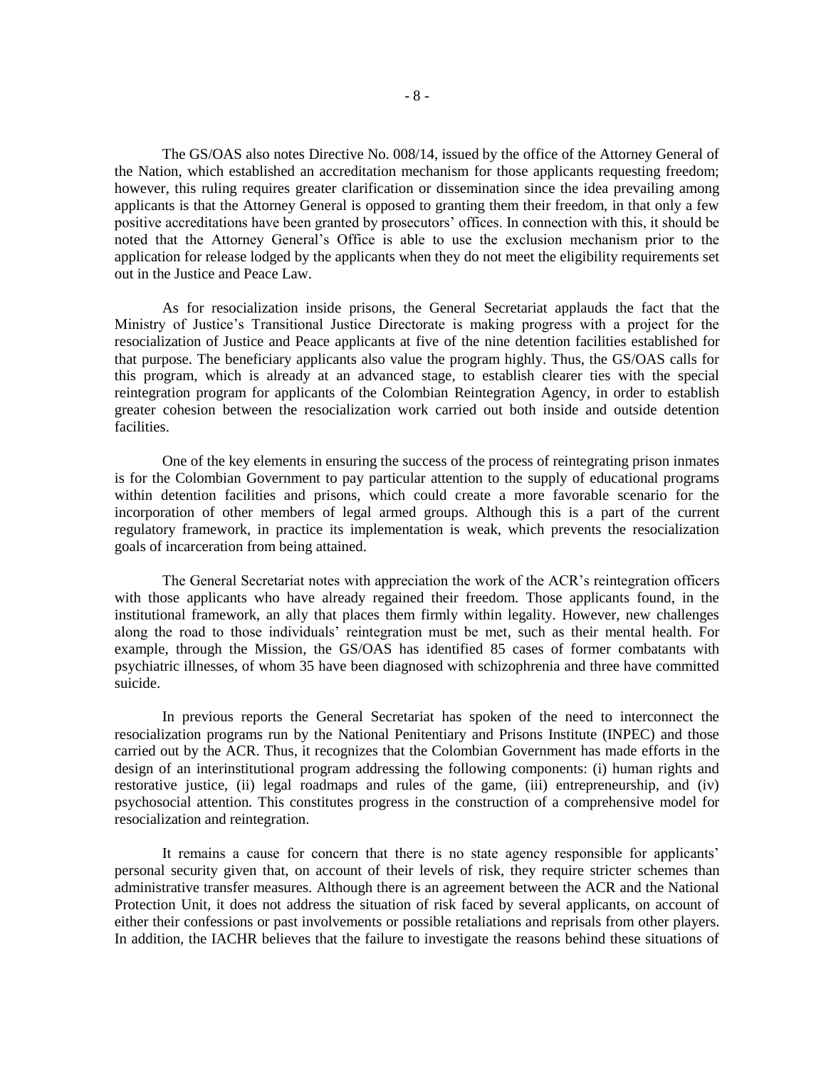The GS/OAS also notes Directive No. 008/14, issued by the office of the Attorney General of the Nation, which established an accreditation mechanism for those applicants requesting freedom; however, this ruling requires greater clarification or dissemination since the idea prevailing among applicants is that the Attorney General is opposed to granting them their freedom, in that only a few positive accreditations have been granted by prosecutors' offices. In connection with this, it should be noted that the Attorney General's Office is able to use the exclusion mechanism prior to the application for release lodged by the applicants when they do not meet the eligibility requirements set out in the Justice and Peace Law.

As for resocialization inside prisons, the General Secretariat applauds the fact that the Ministry of Justice's Transitional Justice Directorate is making progress with a project for the resocialization of Justice and Peace applicants at five of the nine detention facilities established for that purpose. The beneficiary applicants also value the program highly. Thus, the GS/OAS calls for this program, which is already at an advanced stage, to establish clearer ties with the special reintegration program for applicants of the Colombian Reintegration Agency, in order to establish greater cohesion between the resocialization work carried out both inside and outside detention facilities.

One of the key elements in ensuring the success of the process of reintegrating prison inmates is for the Colombian Government to pay particular attention to the supply of educational programs within detention facilities and prisons, which could create a more favorable scenario for the incorporation of other members of legal armed groups. Although this is a part of the current regulatory framework, in practice its implementation is weak, which prevents the resocialization goals of incarceration from being attained.

The General Secretariat notes with appreciation the work of the ACR's reintegration officers with those applicants who have already regained their freedom. Those applicants found, in the institutional framework, an ally that places them firmly within legality. However, new challenges along the road to those individuals' reintegration must be met, such as their mental health. For example, through the Mission, the GS/OAS has identified 85 cases of former combatants with psychiatric illnesses, of whom 35 have been diagnosed with schizophrenia and three have committed suicide.

In previous reports the General Secretariat has spoken of the need to interconnect the resocialization programs run by the National Penitentiary and Prisons Institute (INPEC) and those carried out by the ACR. Thus, it recognizes that the Colombian Government has made efforts in the design of an interinstitutional program addressing the following components: (i) human rights and restorative justice, (ii) legal roadmaps and rules of the game, (iii) entrepreneurship, and (iv) psychosocial attention. This constitutes progress in the construction of a comprehensive model for resocialization and reintegration.

It remains a cause for concern that there is no state agency responsible for applicants' personal security given that, on account of their levels of risk, they require stricter schemes than administrative transfer measures. Although there is an agreement between the ACR and the National Protection Unit, it does not address the situation of risk faced by several applicants, on account of either their confessions or past involvements or possible retaliations and reprisals from other players. In addition, the IACHR believes that the failure to investigate the reasons behind these situations of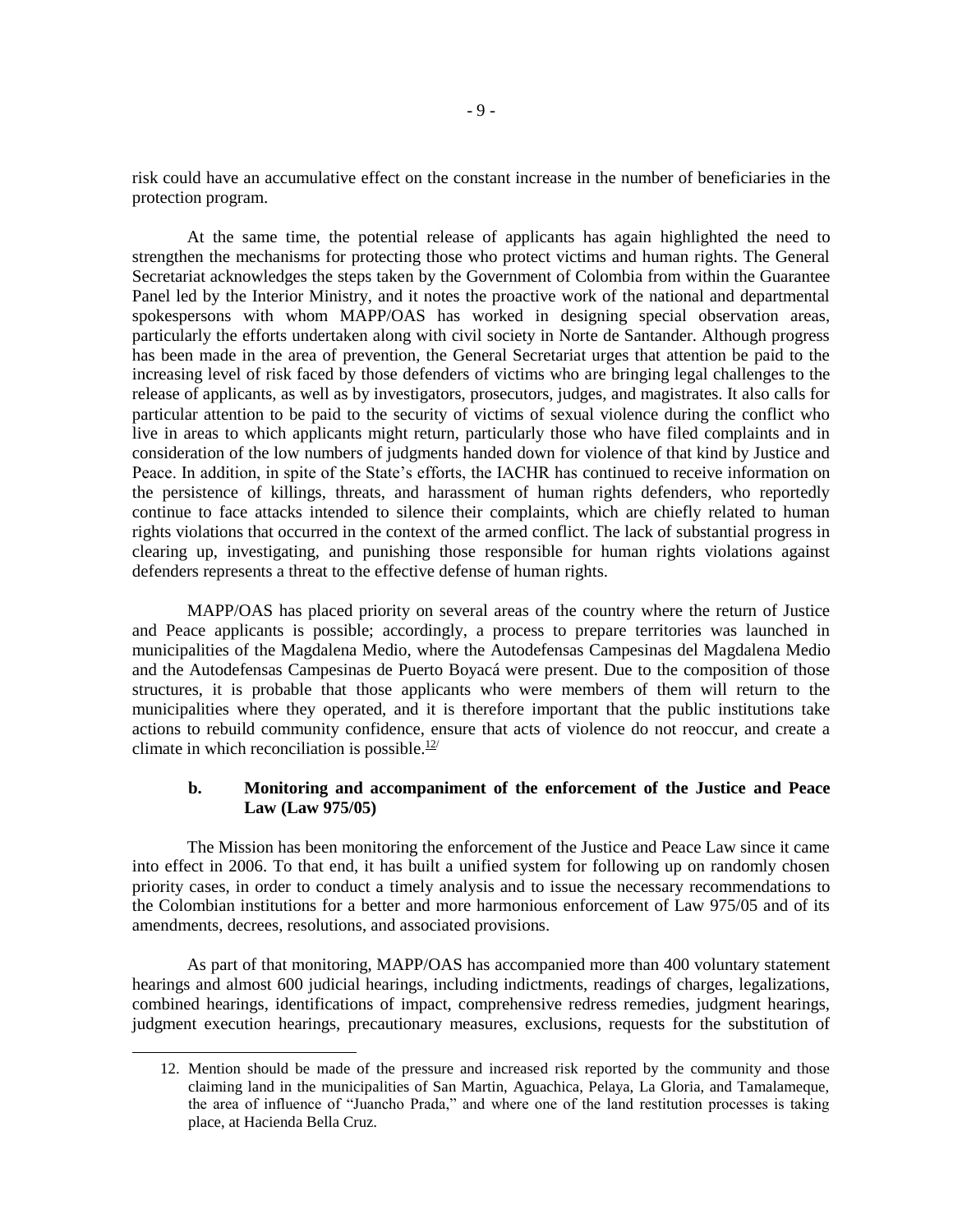risk could have an accumulative effect on the constant increase in the number of beneficiaries in the protection program.

At the same time, the potential release of applicants has again highlighted the need to strengthen the mechanisms for protecting those who protect victims and human rights. The General Secretariat acknowledges the steps taken by the Government of Colombia from within the Guarantee Panel led by the Interior Ministry, and it notes the proactive work of the national and departmental spokespersons with whom MAPP/OAS has worked in designing special observation areas, particularly the efforts undertaken along with civil society in Norte de Santander. Although progress has been made in the area of prevention, the General Secretariat urges that attention be paid to the increasing level of risk faced by those defenders of victims who are bringing legal challenges to the release of applicants, as well as by investigators, prosecutors, judges, and magistrates. It also calls for particular attention to be paid to the security of victims of sexual violence during the conflict who live in areas to which applicants might return, particularly those who have filed complaints and in consideration of the low numbers of judgments handed down for violence of that kind by Justice and Peace. In addition, in spite of the State's efforts, the IACHR has continued to receive information on the persistence of killings, threats, and harassment of human rights defenders, who reportedly continue to face attacks intended to silence their complaints, which are chiefly related to human rights violations that occurred in the context of the armed conflict. The lack of substantial progress in clearing up, investigating, and punishing those responsible for human rights violations against defenders represents a threat to the effective defense of human rights.

MAPP/OAS has placed priority on several areas of the country where the return of Justice and Peace applicants is possible; accordingly, a process to prepare territories was launched in municipalities of the Magdalena Medio, where the Autodefensas Campesinas del Magdalena Medio and the Autodefensas Campesinas de Puerto Boyacá were present. Due to the composition of those structures, it is probable that those applicants who were members of them will return to the municipalities where they operated, and it is therefore important that the public institutions take actions to rebuild community confidence, ensure that acts of violence do not reoccur, and create a climate in which reconciliation is possible.[12]

### b. Monitoring and accompaniment of the enforcement of the Justice and Peace Law (Law 975/05)

The Mission has been monitoring the enforcement of the Justice and Peace Law since it came into effect in 2006. To that end, it has built a unified system for following up on randomly chosen priority cases, in order to conduct a timely analysis and to issue the necessary recommendations to the Colombian institutions for a better and more harmonious enforcement of Law 975/05 and of its amendments, decrees, resolutions, and associated provisions.

As part of that monitoring, MAPP/OAS has accompanied more than 400 voluntary statement hearings and almost 600 judicial hearings, including indictments, readings of charges, legalizations, combined hearings, identifications of impact, comprehensive redress remedies, judgment hearings, judgment execution hearings, precautionary measures, exclusions, requests for the substitution of

12. Mention should be made of the pressure and increased risk reported by the community and those claiming land in the municipalities of San Martin, Aguachica, Pelaya, La Gloria, and Tamalameque, the area of influence of "Juancho Prada," and where one of the land restitution processes is taking place, at Hacienda Bella Cruz.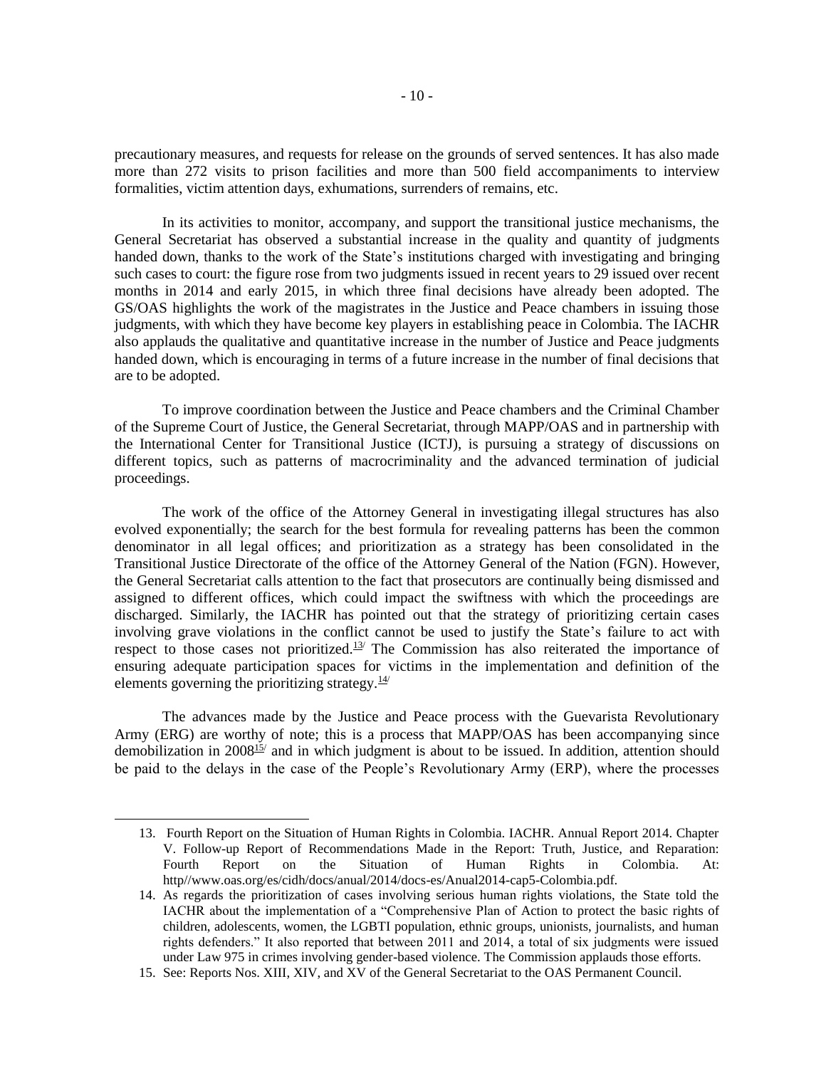precautionary measures, and requests for release on the grounds of served sentences. It has also made more than 272 visits to prison facilities and more than 500 field accompaniments to interview formalities, victim attention days, exhumations, surrenders of remains, etc.

In its activities to monitor, accompany, and support the transitional justice mechanisms, the General Secretariat has observed a substantial increase in the quality and quantity of judgments handed down, thanks to the work of the State's institutions charged with investigating and bringing such cases to court: the figure rose from two judgments issued in recent years to 29 issued over recent months in 2014 and early 2015, in which three final decisions have already been adopted. The GS/OAS highlights the work of the magistrates in the Justice and Peace chambers in issuing those judgments, with which they have become key players in establishing peace in Colombia. The IACHR also applauds the qualitative and quantitative increase in the number of Justice and Peace judgments handed down, which is encouraging in terms of a future increase in the number of final decisions that are to be adopted.

To improve coordination between the Justice and Peace chambers and the Criminal Chamber of the Supreme Court of Justice, the General Secretariat, through MAPP/OAS and in partnership with the International Center for Transitional Justice (ICTJ), is pursuing a strategy of discussions on different topics, such as patterns of macrocriminality and the advanced termination of judicial proceedings.

The work of the office of the Attorney General in investigating illegal structures has also evolved exponentially; the search for the best formula for revealing patterns has been the common denominator in all legal offices; and prioritization as a strategy has been consolidated in the Transitional Justice Directorate of the office of the Attorney General of the Nation (FGN). However, the General Secretariat calls attention to the fact that prosecutors are continually being dismissed and assigned to different offices, which could impact the swiftness with which the proceedings are discharged. Similarly, the IACHR has pointed out that the strategy of prioritizing certain cases involving grave violations in the conflict cannot be used to justify the State's failure to act with respect to those cases not prioritized.[13] The Commission has also reiterated the importance of ensuring adequate participation spaces for victims in the implementation and definition of the elements governing the prioritizing strategy.[14]

The advances made by the Justice and Peace process with the Guevarista Revolutionary Army (ERG) are worthy of note; this is a process that MAPP/OAS has been accompanying since demobilization in 2008[15] and in which judgment is about to be issued. In addition, attention should be paid to the delays in the case of the People's Revolutionary Army (ERP), where the processes

---

13. Fourth Report on the Situation of Human Rights in Colombia. IACHR. Annual Report 2014. Chapter V. Follow-up Report of Recommendations Made in the Report: Truth, Justice, and Reparation: Fourth Report on the Situation of Human Rights in Colombia. At: http//www.oas.org/es/cidh/docs/anual/2014/docs-es/Anual2014-cap5-Colombia.pdf.
14. As regards the prioritization of cases involving serious human rights violations, the State told the IACHR about the implementation of a "Comprehensive Plan of Action to protect the basic rights of children, adolescents, women, the LGBTI population, ethnic groups, unionists, journalists, and human rights defenders." It also reported that between 2011 and 2014, a total of six judgments were issued under Law 975 in crimes involving gender-based violence. The Commission applauds those efforts.
15. See: Reports Nos. XIII, XIV, and XV of the General Secretariat to the OAS Permanent Council.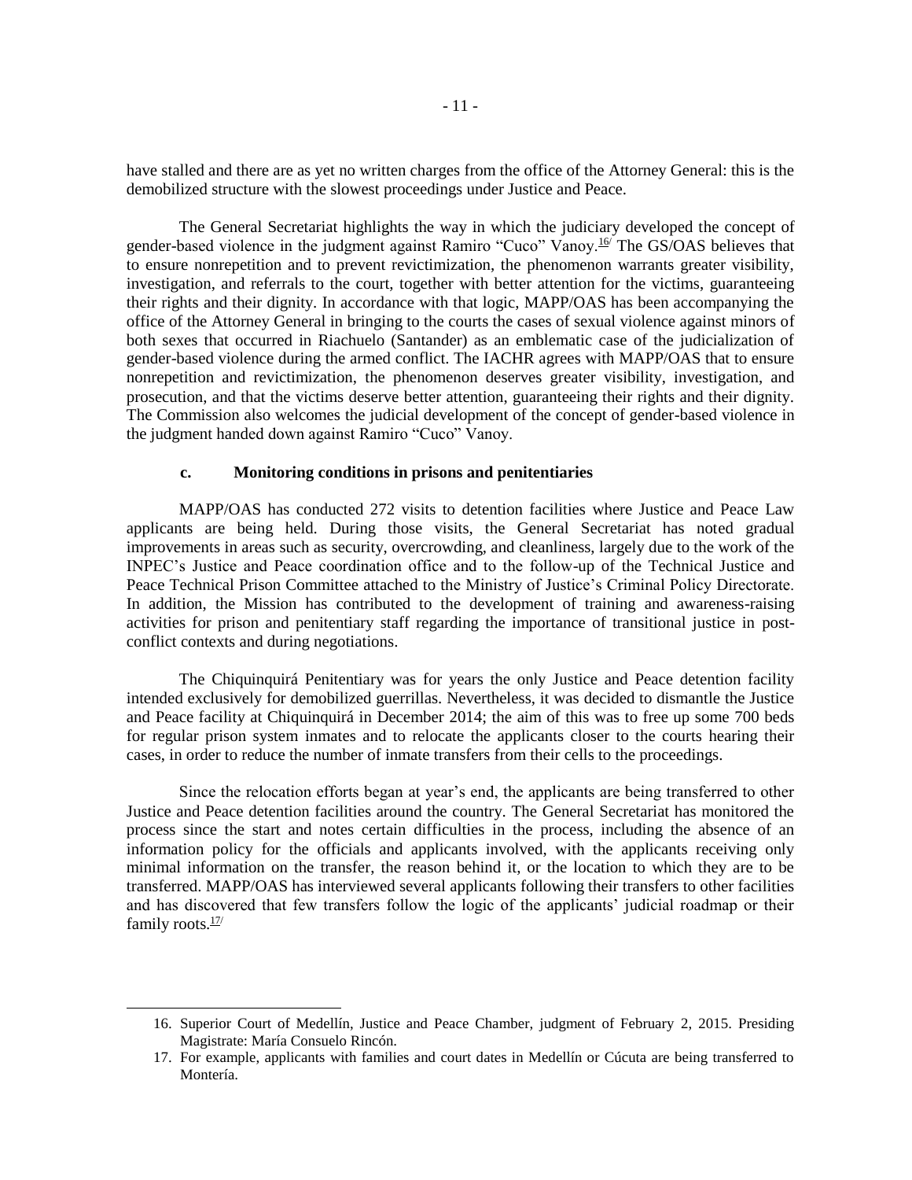have stalled and there are as yet no written charges from the office of the Attorney General: this is the demobilized structure with the slowest proceedings under Justice and Peace.

The General Secretariat highlights the way in which the judiciary developed the concept of gender-based violence in the judgment against Ramiro "Cuco" Vanoy.[16] The GS/OAS believes that to ensure nonrepetition and to prevent revictimization, the phenomenon warrants greater visibility, investigation, and referrals to the court, together with better attention for the victims, guaranteeing their rights and their dignity. In accordance with that logic, MAPP/OAS has been accompanying the office of the Attorney General in bringing to the courts the cases of sexual violence against minors of both sexes that occurred in Riachuelo (Santander) as an emblematic case of the judicialization of gender-based violence during the armed conflict. The IACHR agrees with MAPP/OAS that to ensure nonrepetition and revictimization, the phenomenon deserves greater visibility, investigation, and prosecution, and that the victims deserve better attention, guaranteeing their rights and their dignity. The Commission also welcomes the judicial development of the concept of gender-based violence in the judgment handed down against Ramiro "Cuco" Vanoy.

#### c. Monitoring conditions in prisons and penitentiaries

MAPP/OAS has conducted 272 visits to detention facilities where Justice and Peace Law applicants are being held. During those visits, the General Secretariat has noted gradual improvements in areas such as security, overcrowding, and cleanliness, largely due to the work of the INPEC's Justice and Peace coordination office and to the follow-up of the Technical Justice and Peace Technical Prison Committee attached to the Ministry of Justice's Criminal Policy Directorate. In addition, the Mission has contributed to the development of training and awareness-raising activities for prison and penitentiary staff regarding the importance of transitional justice in post-conflict contexts and during negotiations.

The Chiquinquirá Penitentiary was for years the only Justice and Peace detention facility intended exclusively for demobilized guerrillas. Nevertheless, it was decided to dismantle the Justice and Peace facility at Chiquinquirá in December 2014; the aim of this was to free up some 700 beds for regular prison system inmates and to relocate the applicants closer to the courts hearing their cases, in order to reduce the number of inmate transfers from their cells to the proceedings.

Since the relocation efforts began at year's end, the applicants are being transferred to other Justice and Peace detention facilities around the country. The General Secretariat has monitored the process since the start and notes certain difficulties in the process, including the absence of an information policy for the officials and applicants involved, with the applicants receiving only minimal information on the transfer, the reason behind it, or the location to which they are to be transferred. MAPP/OAS has interviewed several applicants following their transfers to other facilities and has discovered that few transfers follow the logic of the applicants' judicial roadmap or their family roots.[17]

---

16. Superior Court of Medellín, Justice and Peace Chamber, judgment of February 2, 2015. Presiding Magistrate: María Consuelo Rincón.
17. For example, applicants with families and court dates in Medellín or Cúcuta are being transferred to Montería.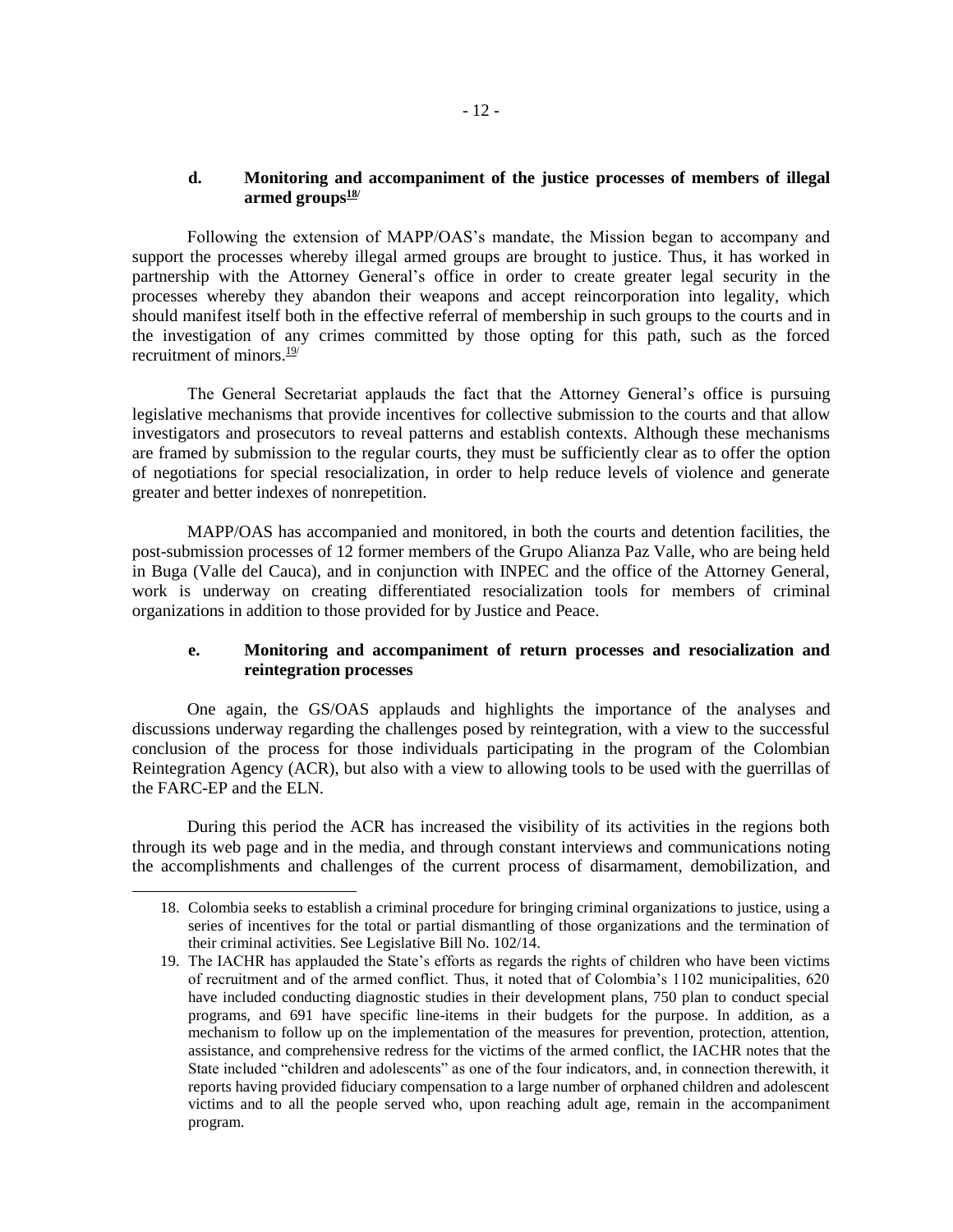### d. Monitoring and accompaniment of the justice processes of members of illegal armed groups[18]

Following the extension of MAPP/OAS's mandate, the Mission began to accompany and support the processes whereby illegal armed groups are brought to justice. Thus, it has worked in partnership with the Attorney General's office in order to create greater legal security in the processes whereby they abandon their weapons and accept reincorporation into legality, which should manifest itself both in the effective referral of membership in such groups to the courts and in the investigation of any crimes committed by those opting for this path, such as the forced recruitment of minors.[19]

The General Secretariat applauds the fact that the Attorney General's office is pursuing legislative mechanisms that provide incentives for collective submission to the courts and that allow investigators and prosecutors to reveal patterns and establish contexts. Although these mechanisms are framed by submission to the regular courts, they must be sufficiently clear as to offer the option of negotiations for special resocialization, in order to help reduce levels of violence and generate greater and better indexes of nonrepetition.

MAPP/OAS has accompanied and monitored, in both the courts and detention facilities, the post-submission processes of 12 former members of the Grupo Alianza Paz Valle, who are being held in Buga (Valle del Cauca), and in conjunction with INPEC and the office of the Attorney General, work is underway on creating differentiated resocialization tools for members of criminal organizations in addition to those provided for by Justice and Peace.

### e. Monitoring and accompaniment of return processes and resocialization and reintegration processes

One again, the GS/OAS applauds and highlights the importance of the analyses and discussions underway regarding the challenges posed by reintegration, with a view to the successful conclusion of the process for those individuals participating in the program of the Colombian Reintegration Agency (ACR), but also with a view to allowing tools to be used with the guerrillas of the FARC-EP and the ELN.

During this period the ACR has increased the visibility of its activities in the regions both through its web page and in the media, and through constant interviews and communications noting the accomplishments and challenges of the current process of disarmament, demobilization, and

---

18. Colombia seeks to establish a criminal procedure for bringing criminal organizations to justice, using a series of incentives for the total or partial dismantling of those organizations and the termination of their criminal activities. See Legislative Bill No. 102/14.

19. The IACHR has applauded the State's efforts as regards the rights of children who have been victims of recruitment and of the armed conflict. Thus, it noted that of Colombia's 1102 municipalities, 620 have included conducting diagnostic studies in their development plans, 750 plan to conduct special programs, and 691 have specific line-items in their budgets for the purpose. In addition, as a mechanism to follow up on the implementation of the measures for prevention, protection, attention, assistance, and comprehensive redress for the victims of the armed conflict, the IACHR notes that the State included "children and adolescents" as one of the four indicators, and, in connection therewith, it reports having provided fiduciary compensation to a large number of orphaned children and adolescent victims and to all the people served who, upon reaching adult age, remain in the accompaniment program.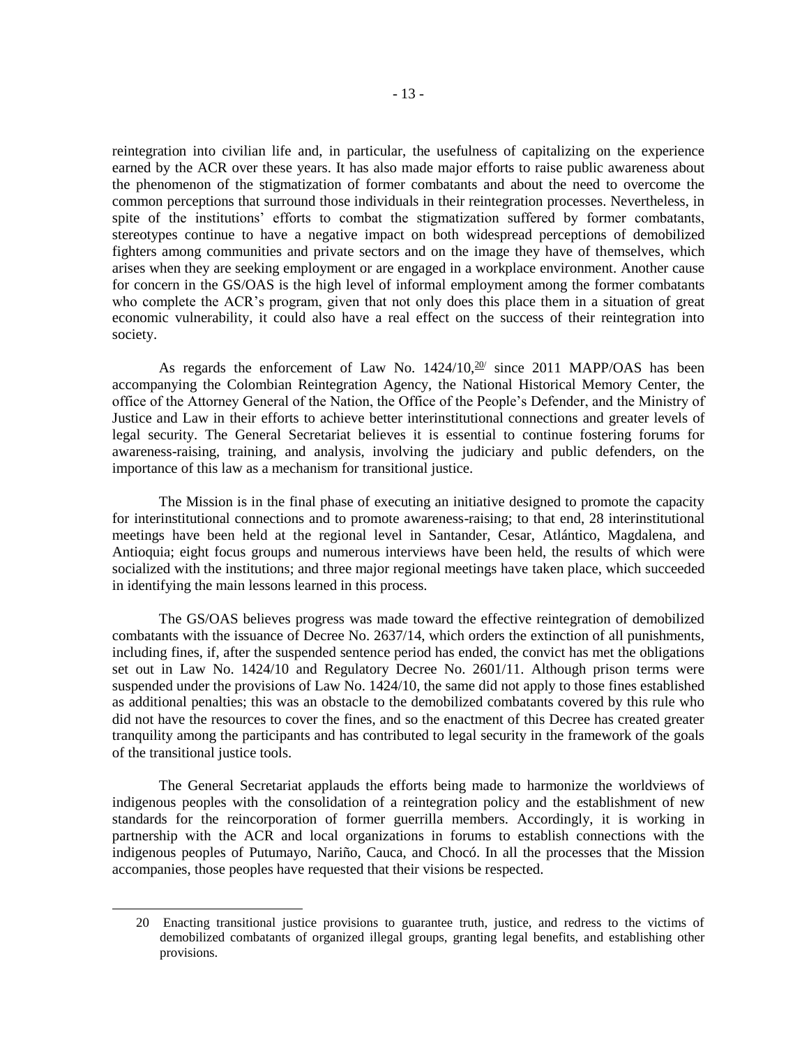reintegration into civilian life and, in particular, the usefulness of capitalizing on the experience earned by the ACR over these years. It has also made major efforts to raise public awareness about the phenomenon of the stigmatization of former combatants and about the need to overcome the common perceptions that surround those individuals in their reintegration processes. Nevertheless, in spite of the institutions' efforts to combat the stigmatization suffered by former combatants, stereotypes continue to have a negative impact on both widespread perceptions of demobilized fighters among communities and private sectors and on the image they have of themselves, which arises when they are seeking employment or are engaged in a workplace environment. Another cause for concern in the GS/OAS is the high level of informal employment among the former combatants who complete the ACR's program, given that not only does this place them in a situation of great economic vulnerability, it could also have a real effect on the success of their reintegration into society.

As regards the enforcement of Law No. 1424/10,[20] since 2011 MAPP/OAS has been accompanying the Colombian Reintegration Agency, the National Historical Memory Center, the office of the Attorney General of the Nation, the Office of the People's Defender, and the Ministry of Justice and Law in their efforts to achieve better interinstitutional connections and greater levels of legal security. The General Secretariat believes it is essential to continue fostering forums for awareness-raising, training, and analysis, involving the judiciary and public defenders, on the importance of this law as a mechanism for transitional justice.

The Mission is in the final phase of executing an initiative designed to promote the capacity for interinstitutional connections and to promote awareness-raising; to that end, 28 interinstitutional meetings have been held at the regional level in Santander, Cesar, Atlántico, Magdalena, and Antioquia; eight focus groups and numerous interviews have been held, the results of which were socialized with the institutions; and three major regional meetings have taken place, which succeeded in identifying the main lessons learned in this process.

The GS/OAS believes progress was made toward the effective reintegration of demobilized combatants with the issuance of Decree No. 2637/14, which orders the extinction of all punishments, including fines, if, after the suspended sentence period has ended, the convict has met the obligations set out in Law No. 1424/10 and Regulatory Decree No. 2601/11. Although prison terms were suspended under the provisions of Law No. 1424/10, the same did not apply to those fines established as additional penalties; this was an obstacle to the demobilized combatants covered by this rule who did not have the resources to cover the fines, and so the enactment of this Decree has created greater tranquility among the participants and has contributed to legal security in the framework of the goals of the transitional justice tools.

The General Secretariat applauds the efforts being made to harmonize the worldviews of indigenous peoples with the consolidation of a reintegration policy and the establishment of new standards for the reincorporation of former guerrilla members. Accordingly, it is working in partnership with the ACR and local organizations in forums to establish connections with the indigenous peoples of Putumayo, Nariño, Cauca, and Chocó. In all the processes that the Mission accompanies, those peoples have requested that their visions be respected.

---

20 Enacting transitional justice provisions to guarantee truth, justice, and redress to the victims of demobilized combatants of organized illegal groups, granting legal benefits, and establishing other provisions.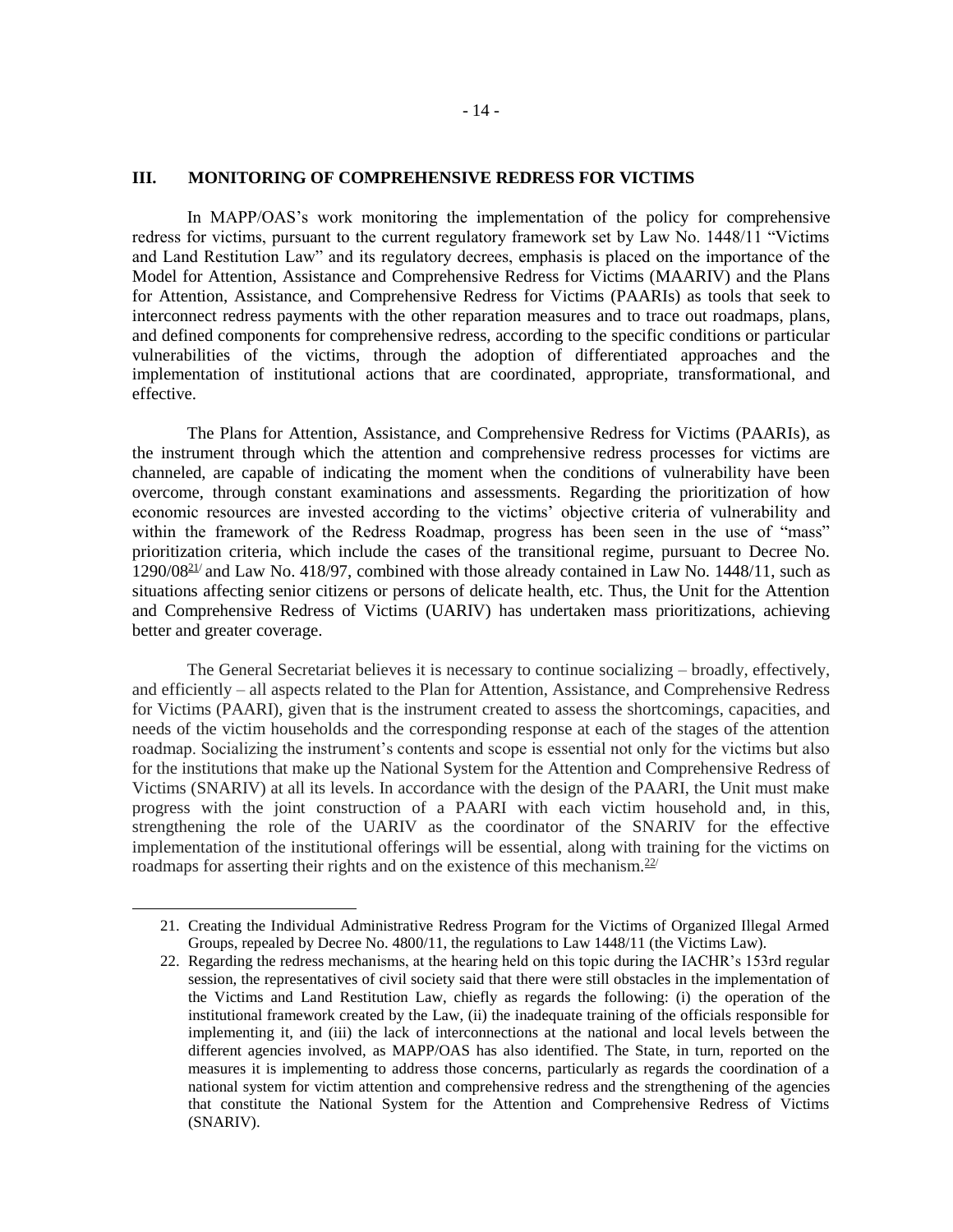## III. MONITORING OF COMPREHENSIVE REDRESS FOR VICTIMS

In MAPP/OAS's work monitoring the implementation of the policy for comprehensive redress for victims, pursuant to the current regulatory framework set by Law No. 1448/11 "Victims and Land Restitution Law" and its regulatory decrees, emphasis is placed on the importance of the Model for Attention, Assistance and Comprehensive Redress for Victims (MAARIV) and the Plans for Attention, Assistance, and Comprehensive Redress for Victims (PAARIs) as tools that seek to interconnect redress payments with the other reparation measures and to trace out roadmaps, plans, and defined components for comprehensive redress, according to the specific conditions or particular vulnerabilities of the victims, through the adoption of differentiated approaches and the implementation of institutional actions that are coordinated, appropriate, transformational, and effective.

The Plans for Attention, Assistance, and Comprehensive Redress for Victims (PAARIs), as the instrument through which the attention and comprehensive redress processes for victims are channeled, are capable of indicating the moment when the conditions of vulnerability have been overcome, through constant examinations and assessments. Regarding the prioritization of how economic resources are invested according to the victims' objective criteria of vulnerability and within the framework of the Redress Roadmap, progress has been seen in the use of "mass" prioritization criteria, which include the cases of the transitional regime, pursuant to Decree No. 1290/08[21] and Law No. 418/97, combined with those already contained in Law No. 1448/11, such as situations affecting senior citizens or persons of delicate health, etc. Thus, the Unit for the Attention and Comprehensive Redress of Victims (UARIV) has undertaken mass prioritizations, achieving better and greater coverage.

The General Secretariat believes it is necessary to continue socializing – broadly, effectively, and efficiently – all aspects related to the Plan for Attention, Assistance, and Comprehensive Redress for Victims (PAARI), given that is the instrument created to assess the shortcomings, capacities, and needs of the victim households and the corresponding response at each of the stages of the attention roadmap. Socializing the instrument's contents and scope is essential not only for the victims but also for the institutions that make up the National System for the Attention and Comprehensive Redress of Victims (SNARIV) at all its levels. In accordance with the design of the PAARI, the Unit must make progress with the joint construction of a PAARI with each victim household and, in this, strengthening the role of the UARIV as the coordinator of the SNARIV for the effective implementation of the institutional offerings will be essential, along with training for the victims on roadmaps for asserting their rights and on the existence of this mechanism.[22]

---

21. Creating the Individual Administrative Redress Program for the Victims of Organized Illegal Armed Groups, repealed by Decree No. 4800/11, the regulations to Law 1448/11 (the Victims Law).

22. Regarding the redress mechanisms, at the hearing held on this topic during the IACHR's 153rd regular session, the representatives of civil society said that there were still obstacles in the implementation of the Victims and Land Restitution Law, chiefly as regards the following: (i) the operation of the institutional framework created by the Law, (ii) the inadequate training of the officials responsible for implementing it, and (iii) the lack of interconnections at the national and local levels between the different agencies involved, as MAPP/OAS has also identified. The State, in turn, reported on the measures it is implementing to address those concerns, particularly as regards the coordination of a national system for victim attention and comprehensive redress and the strengthening of the agencies that constitute the National System for the Attention and Comprehensive Redress of Victims (SNARIV).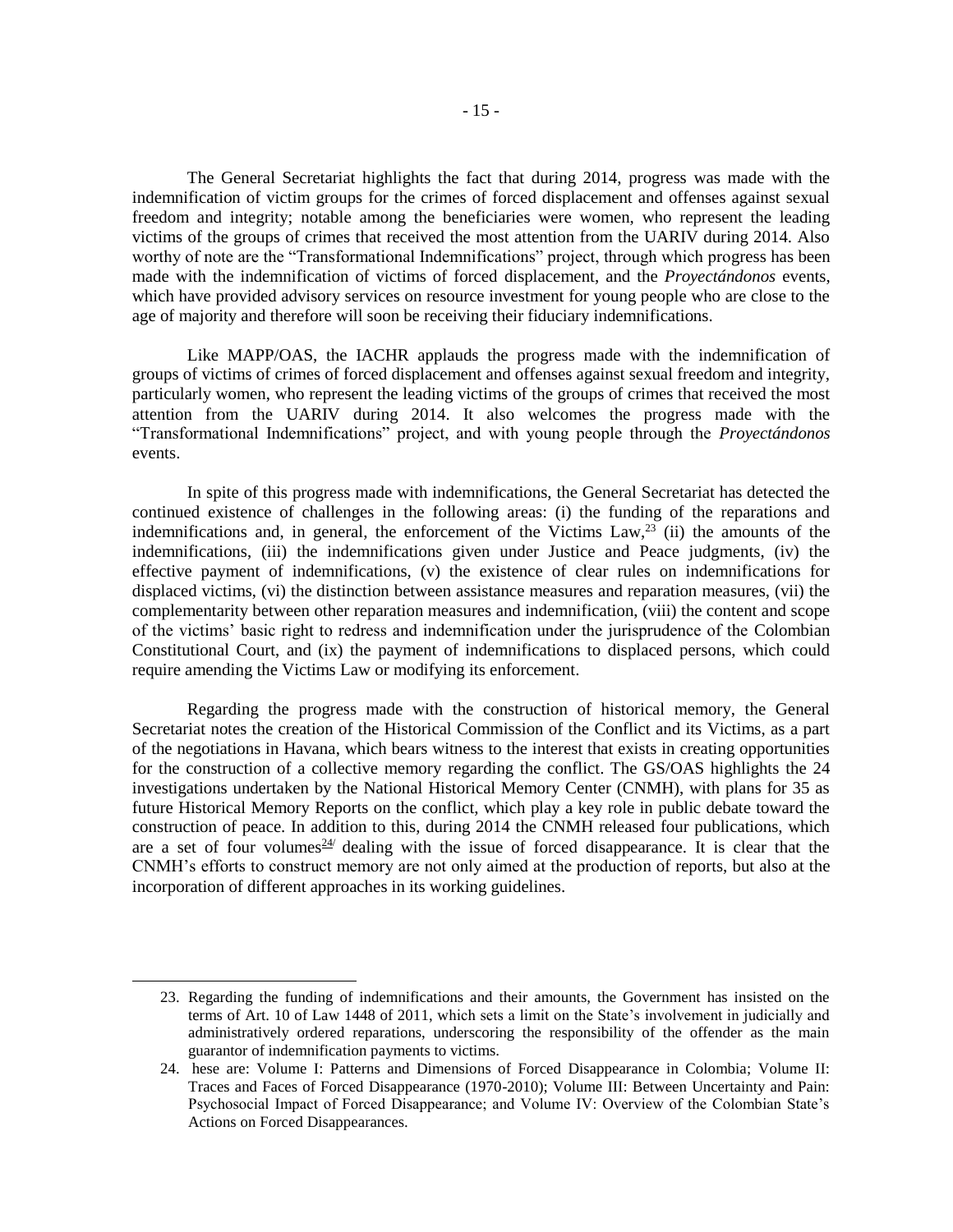The General Secretariat highlights the fact that during 2014, progress was made with the indemnification of victim groups for the crimes of forced displacement and offenses against sexual freedom and integrity; notable among the beneficiaries were women, who represent the leading victims of the groups of crimes that received the most attention from the UARIV during 2014. Also worthy of note are the "Transformational Indemnifications" project, through which progress has been made with the indemnification of victims of forced displacement, and the *Proyectándonos* events, which have provided advisory services on resource investment for young people who are close to the age of majority and therefore will soon be receiving their fiduciary indemnifications.

Like MAPP/OAS, the IACHR applauds the progress made with the indemnification of groups of victims of crimes of forced displacement and offenses against sexual freedom and integrity, particularly women, who represent the leading victims of the groups of crimes that received the most attention from the UARIV during 2014. It also welcomes the progress made with the "Transformational Indemnifications" project, and with young people through the *Proyectándonos* events.

In spite of this progress made with indemnifications, the General Secretariat has detected the continued existence of challenges in the following areas: (i) the funding of the reparations and indemnifications and, in general, the enforcement of the Victims Law,[23] (ii) the amounts of the indemnifications, (iii) the indemnifications given under Justice and Peace judgments, (iv) the effective payment of indemnifications, (v) the existence of clear rules on indemnifications for displaced victims, (vi) the distinction between assistance measures and reparation measures, (vii) the complementarity between other reparation measures and indemnification, (viii) the content and scope of the victims' basic right to redress and indemnification under the jurisprudence of the Colombian Constitutional Court, and (ix) the payment of indemnifications to displaced persons, which could require amending the Victims Law or modifying its enforcement.

Regarding the progress made with the construction of historical memory, the General Secretariat notes the creation of the Historical Commission of the Conflict and its Victims, as a part of the negotiations in Havana, which bears witness to the interest that exists in creating opportunities for the construction of a collective memory regarding the conflict. The GS/OAS highlights the 24 investigations undertaken by the National Historical Memory Center (CNMH), with plans for 35 as future Historical Memory Reports on the conflict, which play a key role in public debate toward the construction of peace. In addition to this, during 2014 the CNMH released four publications, which are a set of four volumes[24/] dealing with the issue of forced disappearance. It is clear that the CNMH's efforts to construct memory are not only aimed at the production of reports, but also at the incorporation of different approaches in its working guidelines.

---

23. Regarding the funding of indemnifications and their amounts, the Government has insisted on the terms of Art. 10 of Law 1448 of 2011, which sets a limit on the State's involvement in judicially and administratively ordered reparations, underscoring the responsibility of the offender as the main guarantor of indemnification payments to victims.

24. hese are: Volume I: Patterns and Dimensions of Forced Disappearance in Colombia; Volume II: Traces and Faces of Forced Disappearance (1970-2010); Volume III: Between Uncertainty and Pain: Psychosocial Impact of Forced Disappearance; and Volume IV: Overview of the Colombian State's Actions on Forced Disappearances.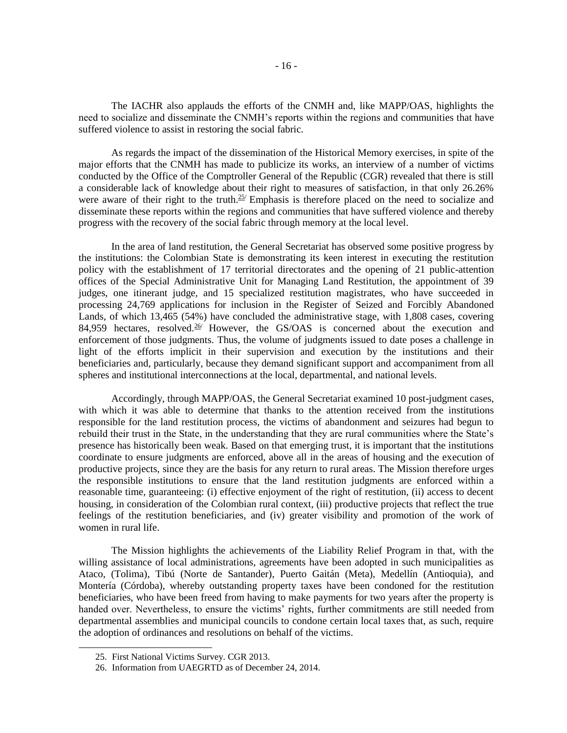The IACHR also applauds the efforts of the CNMH and, like MAPP/OAS, highlights the need to socialize and disseminate the CNMH's reports within the regions and communities that have suffered violence to assist in restoring the social fabric.

As regards the impact of the dissemination of the Historical Memory exercises, in spite of the major efforts that the CNMH has made to publicize its works, an interview of a number of victims conducted by the Office of the Comptroller General of the Republic (CGR) revealed that there is still a considerable lack of knowledge about their right to measures of satisfaction, in that only 26.26% were aware of their right to the truth.[25] Emphasis is therefore placed on the need to socialize and disseminate these reports within the regions and communities that have suffered violence and thereby progress with the recovery of the social fabric through memory at the local level.

In the area of land restitution, the General Secretariat has observed some positive progress by the institutions: the Colombian State is demonstrating its keen interest in executing the restitution policy with the establishment of 17 territorial directorates and the opening of 21 public-attention offices of the Special Administrative Unit for Managing Land Restitution, the appointment of 39 judges, one itinerant judge, and 15 specialized restitution magistrates, who have succeeded in processing 24,769 applications for inclusion in the Register of Seized and Forcibly Abandoned Lands, of which 13,465 (54%) have concluded the administrative stage, with 1,808 cases, covering 84,959 hectares, resolved.[26] However, the GS/OAS is concerned about the execution and enforcement of those judgments. Thus, the volume of judgments issued to date poses a challenge in light of the efforts implicit in their supervision and execution by the institutions and their beneficiaries and, particularly, because they demand significant support and accompaniment from all spheres and institutional interconnections at the local, departmental, and national levels.

Accordingly, through MAPP/OAS, the General Secretariat examined 10 post-judgment cases, with which it was able to determine that thanks to the attention received from the institutions responsible for the land restitution process, the victims of abandonment and seizures had begun to rebuild their trust in the State, in the understanding that they are rural communities where the State's presence has historically been weak. Based on that emerging trust, it is important that the institutions coordinate to ensure judgments are enforced, above all in the areas of housing and the execution of productive projects, since they are the basis for any return to rural areas. The Mission therefore urges the responsible institutions to ensure that the land restitution judgments are enforced within a reasonable time, guaranteeing: (i) effective enjoyment of the right of restitution, (ii) access to decent housing, in consideration of the Colombian rural context, (iii) productive projects that reflect the true feelings of the restitution beneficiaries, and (iv) greater visibility and promotion of the work of women in rural life.

The Mission highlights the achievements of the Liability Relief Program in that, with the willing assistance of local administrations, agreements have been adopted in such municipalities as Ataco, (Tolima), Tibú (Norte de Santander), Puerto Gaitán (Meta), Medellín (Antioquia), and Montería (Córdoba), whereby outstanding property taxes have been condoned for the restitution beneficiaries, who have been freed from having to make payments for two years after the property is handed over. Nevertheless, to ensure the victims' rights, further commitments are still needed from departmental assemblies and municipal councils to condone certain local taxes that, as such, require the adoption of ordinances and resolutions on behalf of the victims.

---

25. First National Victims Survey. CGR 2013.
26. Information from UAEGRTD as of December 24, 2014.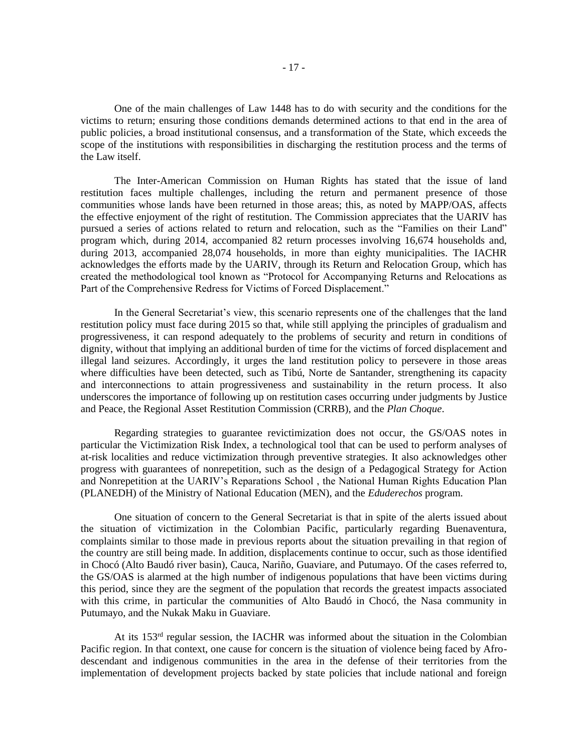One of the main challenges of Law 1448 has to do with security and the conditions for the victims to return; ensuring those conditions demands determined actions to that end in the area of public policies, a broad institutional consensus, and a transformation of the State, which exceeds the scope of the institutions with responsibilities in discharging the restitution process and the terms of the Law itself.

The Inter-American Commission on Human Rights has stated that the issue of land restitution faces multiple challenges, including the return and permanent presence of those communities whose lands have been returned in those areas; this, as noted by MAPP/OAS, affects the effective enjoyment of the right of restitution. The Commission appreciates that the UARIV has pursued a series of actions related to return and relocation, such as the "Families on their Land" program which, during 2014, accompanied 82 return processes involving 16,674 households and, during 2013, accompanied 28,074 households, in more than eighty municipalities. The IACHR acknowledges the efforts made by the UARIV, through its Return and Relocation Group, which has created the methodological tool known as "Protocol for Accompanying Returns and Relocations as Part of the Comprehensive Redress for Victims of Forced Displacement."

In the General Secretariat's view, this scenario represents one of the challenges that the land restitution policy must face during 2015 so that, while still applying the principles of gradualism and progressiveness, it can respond adequately to the problems of security and return in conditions of dignity, without that implying an additional burden of time for the victims of forced displacement and illegal land seizures. Accordingly, it urges the land restitution policy to persevere in those areas where difficulties have been detected, such as Tibú, Norte de Santander, strengthening its capacity and interconnections to attain progressiveness and sustainability in the return process. It also underscores the importance of following up on restitution cases occurring under judgments by Justice and Peace, the Regional Asset Restitution Commission (CRRB), and the *Plan Choque*.

Regarding strategies to guarantee revictimization does not occur, the GS/OAS notes in particular the Victimization Risk Index, a technological tool that can be used to perform analyses of at-risk localities and reduce victimization through preventive strategies. It also acknowledges other progress with guarantees of nonrepetition, such as the design of a Pedagogical Strategy for Action and Nonrepetition at the UARIV's Reparations School , the National Human Rights Education Plan (PLANEDH) of the Ministry of National Education (MEN), and the *Eduderechos* program.

One situation of concern to the General Secretariat is that in spite of the alerts issued about the situation of victimization in the Colombian Pacific, particularly regarding Buenaventura, complaints similar to those made in previous reports about the situation prevailing in that region of the country are still being made. In addition, displacements continue to occur, such as those identified in Chocó (Alto Baudó river basin), Cauca, Nariño, Guaviare, and Putumayo. Of the cases referred to, the GS/OAS is alarmed at the high number of indigenous populations that have been victims during this period, since they are the segment of the population that records the greatest impacts associated with this crime, in particular the communities of Alto Baudó in Chocó, the Nasa community in Putumayo, and the Nukak Maku in Guaviare.

At its 153rd regular session, the IACHR was informed about the situation in the Colombian Pacific region. In that context, one cause for concern is the situation of violence being faced by Afro-descendant and indigenous communities in the area in the defense of their territories from the implementation of development projects backed by state policies that include national and foreign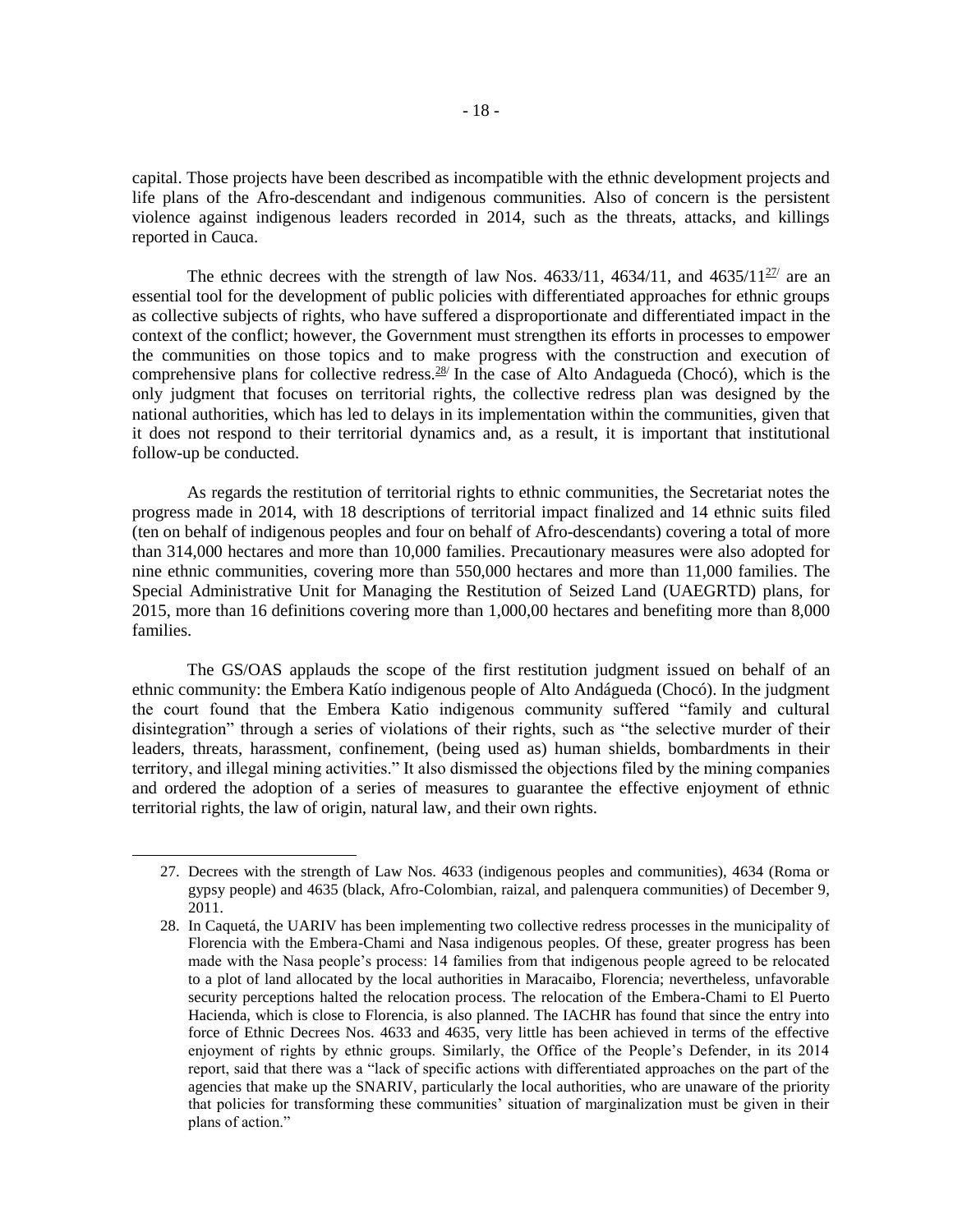capital. Those projects have been described as incompatible with the ethnic development projects and life plans of the Afro-descendant and indigenous communities. Also of concern is the persistent violence against indigenous leaders recorded in 2014, such as the threats, attacks, and killings reported in Cauca.

The ethnic decrees with the strength of law Nos. 4633/11, 4634/11, and 4635/11[27] are an essential tool for the development of public policies with differentiated approaches for ethnic groups as collective subjects of rights, who have suffered a disproportionate and differentiated impact in the context of the conflict; however, the Government must strengthen its efforts in processes to empower the communities on those topics and to make progress with the construction and execution of comprehensive plans for collective redress.[28] In the case of Alto Andagueda (Chocó), which is the only judgment that focuses on territorial rights, the collective redress plan was designed by the national authorities, which has led to delays in its implementation within the communities, given that it does not respond to their territorial dynamics and, as a result, it is important that institutional follow-up be conducted.

As regards the restitution of territorial rights to ethnic communities, the Secretariat notes the progress made in 2014, with 18 descriptions of territorial impact finalized and 14 ethnic suits filed (ten on behalf of indigenous peoples and four on behalf of Afro-descendants) covering a total of more than 314,000 hectares and more than 10,000 families. Precautionary measures were also adopted for nine ethnic communities, covering more than 550,000 hectares and more than 11,000 families. The Special Administrative Unit for Managing the Restitution of Seized Land (UAEGRTD) plans, for 2015, more than 16 definitions covering more than 1,000,00 hectares and benefiting more than 8,000 families.

The GS/OAS applauds the scope of the first restitution judgment issued on behalf of an ethnic community: the Embera Katío indigenous people of Alto Andágueda (Chocó). In the judgment the court found that the Embera Katio indigenous community suffered "family and cultural disintegration" through a series of violations of their rights, such as "the selective murder of their leaders, threats, harassment, confinement, (being used as) human shields, bombardments in their territory, and illegal mining activities." It also dismissed the objections filed by the mining companies and ordered the adoption of a series of measures to guarantee the effective enjoyment of ethnic territorial rights, the law of origin, natural law, and their own rights.

27. Decrees with the strength of Law Nos. 4633 (indigenous peoples and communities), 4634 (Roma or gypsy people) and 4635 (black, Afro-Colombian, raizal, and palenquera communities) of December 9, 2011.

28. In Caquetá, the UARIV has been implementing two collective redress processes in the municipality of Florencia with the Embera-Chami and Nasa indigenous peoples. Of these, greater progress has been made with the Nasa people's process: 14 families from that indigenous people agreed to be relocated to a plot of land allocated by the local authorities in Maracaibo, Florencia; nevertheless, unfavorable security perceptions halted the relocation process. The relocation of the Embera-Chami to El Puerto Hacienda, which is close to Florencia, is also planned. The IACHR has found that since the entry into force of Ethnic Decrees Nos. 4633 and 4635, very little has been achieved in terms of the effective enjoyment of rights by ethnic groups. Similarly, the Office of the People's Defender, in its 2014 report, said that there was a "lack of specific actions with differentiated approaches on the part of the agencies that make up the SNARIV, particularly the local authorities, who are unaware of the priority that policies for transforming these communities' situation of marginalization must be given in their plans of action."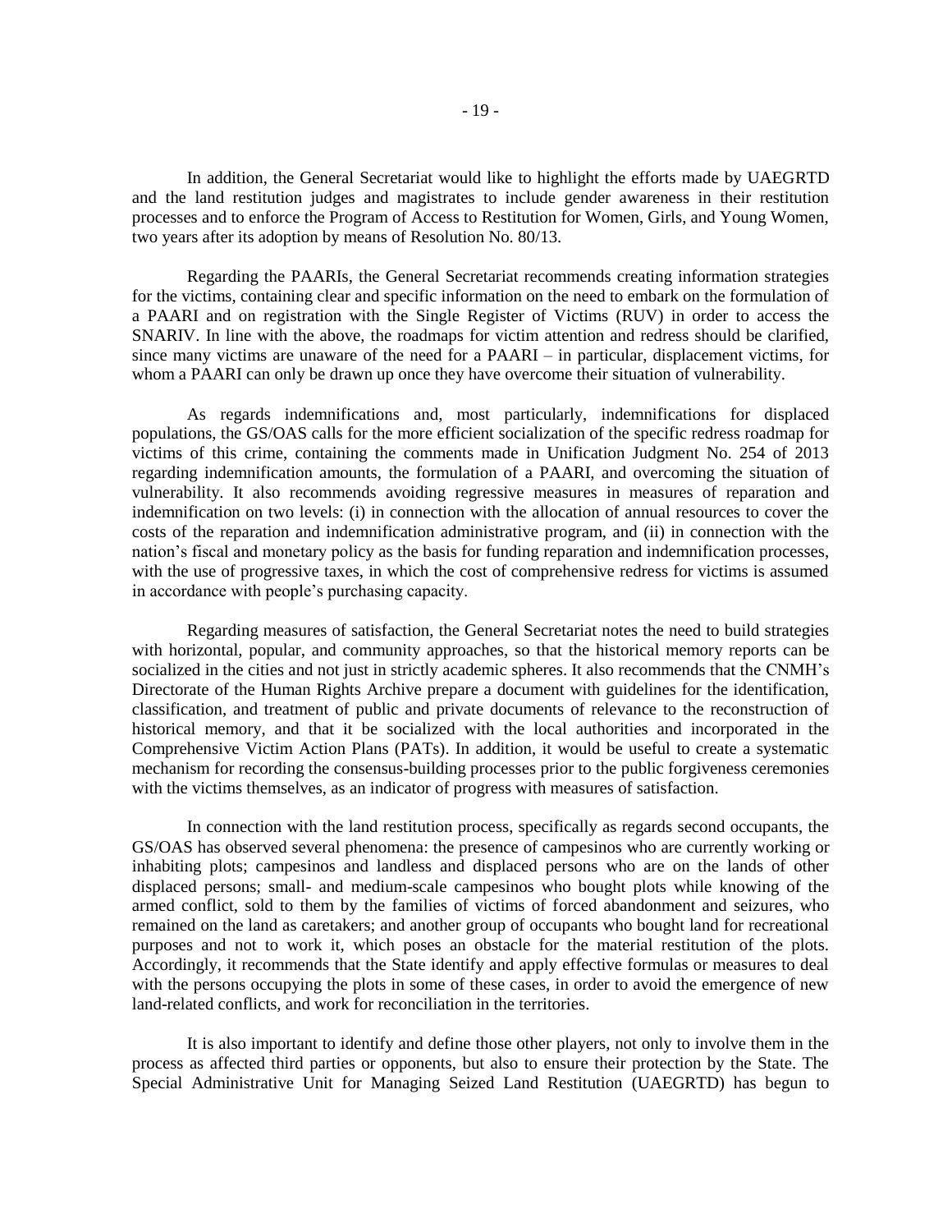In addition, the General Secretariat would like to highlight the efforts made by UAEGRTD and the land restitution judges and magistrates to include gender awareness in their restitution processes and to enforce the Program of Access to Restitution for Women, Girls, and Young Women, two years after its adoption by means of Resolution No. 80/13.

Regarding the PAARIs, the General Secretariat recommends creating information strategies for the victims, containing clear and specific information on the need to embark on the formulation of a PAARI and on registration with the Single Register of Victims (RUV) in order to access the SNARIV. In line with the above, the roadmaps for victim attention and redress should be clarified, since many victims are unaware of the need for a PAARI – in particular, displacement victims, for whom a PAARI can only be drawn up once they have overcome their situation of vulnerability.

As regards indemnifications and, most particularly, indemnifications for displaced populations, the GS/OAS calls for the more efficient socialization of the specific redress roadmap for victims of this crime, containing the comments made in Unification Judgment No. 254 of 2013 regarding indemnification amounts, the formulation of a PAARI, and overcoming the situation of vulnerability. It also recommends avoiding regressive measures in measures of reparation and indemnification on two levels: (i) in connection with the allocation of annual resources to cover the costs of the reparation and indemnification administrative program, and (ii) in connection with the nation's fiscal and monetary policy as the basis for funding reparation and indemnification processes, with the use of progressive taxes, in which the cost of comprehensive redress for victims is assumed in accordance with people's purchasing capacity.

Regarding measures of satisfaction, the General Secretariat notes the need to build strategies with horizontal, popular, and community approaches, so that the historical memory reports can be socialized in the cities and not just in strictly academic spheres. It also recommends that the CNMH's Directorate of the Human Rights Archive prepare a document with guidelines for the identification, classification, and treatment of public and private documents of relevance to the reconstruction of historical memory, and that it be socialized with the local authorities and incorporated in the Comprehensive Victim Action Plans (PATs). In addition, it would be useful to create a systematic mechanism for recording the consensus-building processes prior to the public forgiveness ceremonies with the victims themselves, as an indicator of progress with measures of satisfaction.

In connection with the land restitution process, specifically as regards second occupants, the GS/OAS has observed several phenomena: the presence of campesinos who are currently working or inhabiting plots; campesinos and landless and displaced persons who are on the lands of other displaced persons; small- and medium-scale campesinos who bought plots while knowing of the armed conflict, sold to them by the families of victims of forced abandonment and seizures, who remained on the land as caretakers; and another group of occupants who bought land for recreational purposes and not to work it, which poses an obstacle for the material restitution of the plots. Accordingly, it recommends that the State identify and apply effective formulas or measures to deal with the persons occupying the plots in some of these cases, in order to avoid the emergence of new land-related conflicts, and work for reconciliation in the territories.

It is also important to identify and define those other players, not only to involve them in the process as affected third parties or opponents, but also to ensure their protection by the State. The Special Administrative Unit for Managing Seized Land Restitution (UAEGRTD) has begun to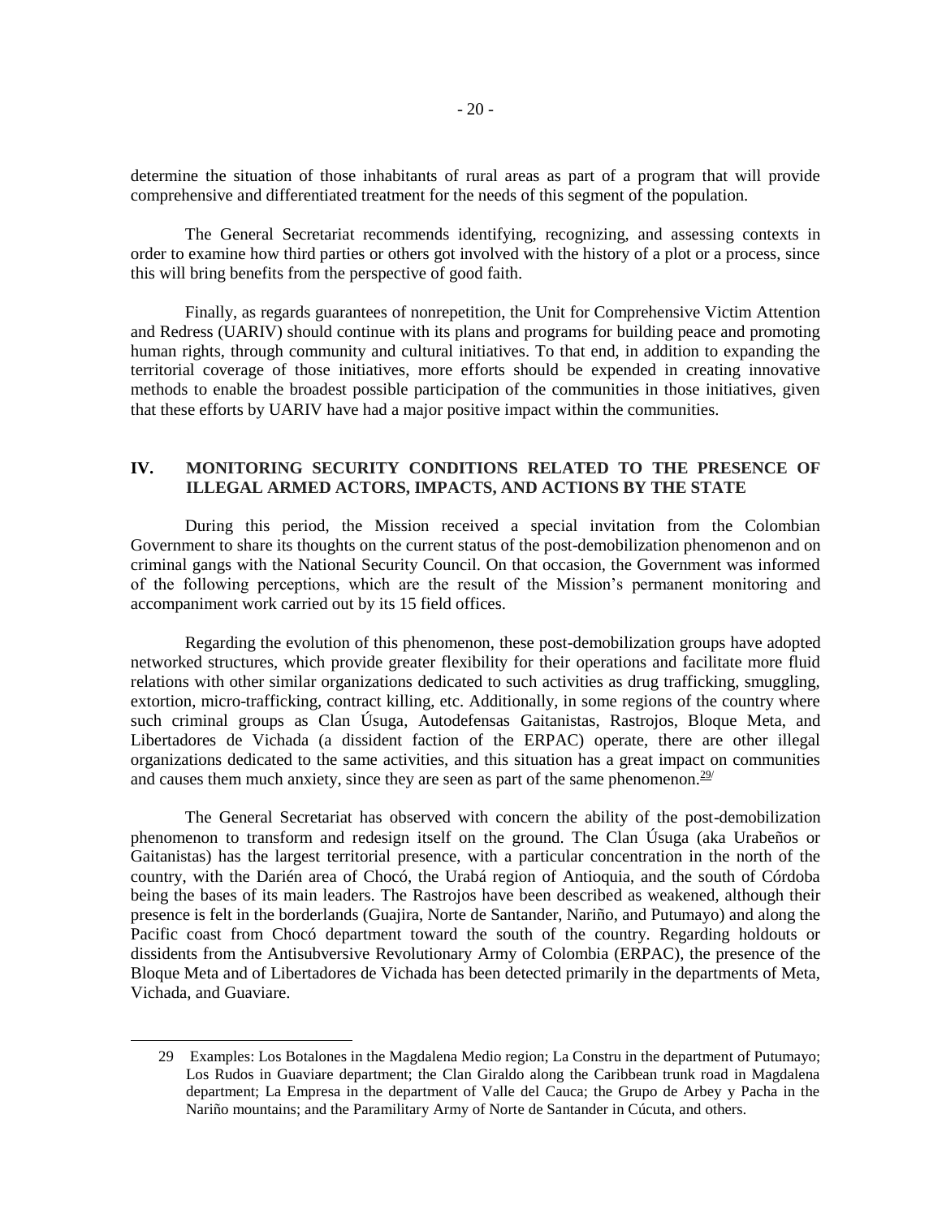determine the situation of those inhabitants of rural areas as part of a program that will provide comprehensive and differentiated treatment for the needs of this segment of the population.

The General Secretariat recommends identifying, recognizing, and assessing contexts in order to examine how third parties or others got involved with the history of a plot or a process, since this will bring benefits from the perspective of good faith.

Finally, as regards guarantees of nonrepetition, the Unit for Comprehensive Victim Attention and Redress (UARIV) should continue with its plans and programs for building peace and promoting human rights, through community and cultural initiatives. To that end, in addition to expanding the territorial coverage of those initiatives, more efforts should be expended in creating innovative methods to enable the broadest possible participation of the communities in those initiatives, given that these efforts by UARIV have had a major positive impact within the communities.

## IV. MONITORING SECURITY CONDITIONS RELATED TO THE PRESENCE OF ILLEGAL ARMED ACTORS, IMPACTS, AND ACTIONS BY THE STATE

During this period, the Mission received a special invitation from the Colombian Government to share its thoughts on the current status of the post-demobilization phenomenon and on criminal gangs with the National Security Council. On that occasion, the Government was informed of the following perceptions, which are the result of the Mission's permanent monitoring and accompaniment work carried out by its 15 field offices.

Regarding the evolution of this phenomenon, these post-demobilization groups have adopted networked structures, which provide greater flexibility for their operations and facilitate more fluid relations with other similar organizations dedicated to such activities as drug trafficking, smuggling, extortion, micro-trafficking, contract killing, etc. Additionally, in some regions of the country where such criminal groups as Clan Úsuga, Autodefensas Gaitanistas, Rastrojos, Bloque Meta, and Libertadores de Vichada (a dissident faction of the ERPAC) operate, there are other illegal organizations dedicated to the same activities, and this situation has a great impact on communities and causes them much anxiety, since they are seen as part of the same phenomenon.[29]

The General Secretariat has observed with concern the ability of the post-demobilization phenomenon to transform and redesign itself on the ground. The Clan Úsuga (aka Urabeños or Gaitanistas) has the largest territorial presence, with a particular concentration in the north of the country, with the Darién area of Chocó, the Urabá region of Antioquia, and the south of Córdoba being the bases of its main leaders. The Rastrojos have been described as weakened, although their presence is felt in the borderlands (Guajira, Norte de Santander, Nariño, and Putumayo) and along the Pacific coast from Chocó department toward the south of the country. Regarding holdouts or dissidents from the Antisubversive Revolutionary Army of Colombia (ERPAC), the presence of the Bloque Meta and of Libertadores de Vichada has been detected primarily in the departments of Meta, Vichada, and Guaviare.

29 Examples: Los Botalones in the Magdalena Medio region; La Constru in the department of Putumayo; Los Rudos in Guaviare department; the Clan Giraldo along the Caribbean trunk road in Magdalena department; La Empresa in the department of Valle del Cauca; the Grupo de Arbey y Pacha in the Nariño mountains; and the Paramilitary Army of Norte de Santander in Cúcuta, and others.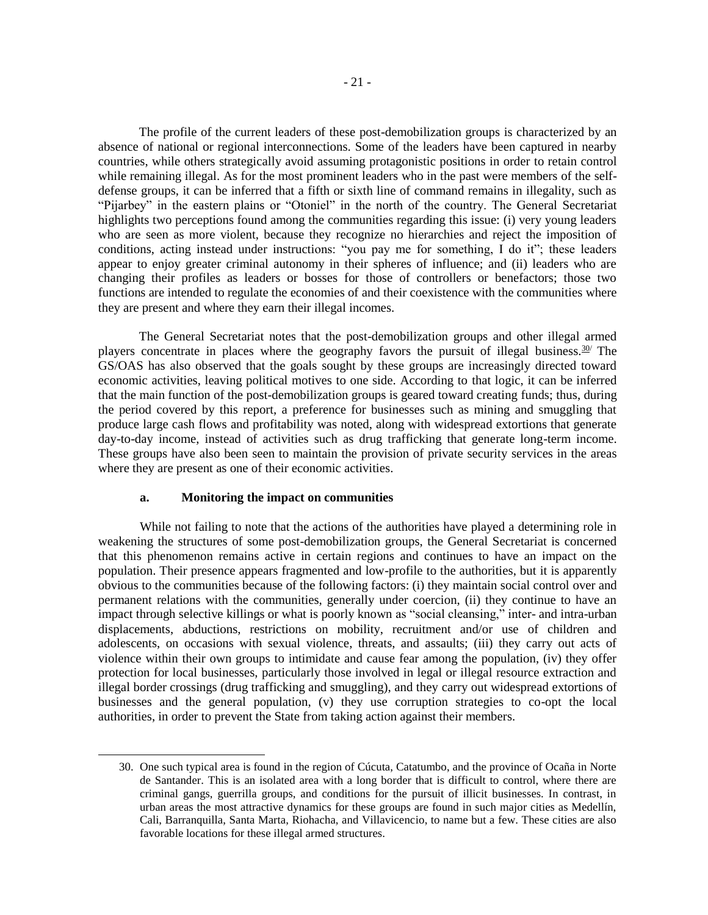The profile of the current leaders of these post-demobilization groups is characterized by an absence of national or regional interconnections. Some of the leaders have been captured in nearby countries, while others strategically avoid assuming protagonistic positions in order to retain control while remaining illegal. As for the most prominent leaders who in the past were members of the self-defense groups, it can be inferred that a fifth or sixth line of command remains in illegality, such as "Pijarbey" in the eastern plains or "Otoniel" in the north of the country. The General Secretariat highlights two perceptions found among the communities regarding this issue: (i) very young leaders who are seen as more violent, because they recognize no hierarchies and reject the imposition of conditions, acting instead under instructions: "you pay me for something, I do it"; these leaders appear to enjoy greater criminal autonomy in their spheres of influence; and (ii) leaders who are changing their profiles as leaders or bosses for those of controllers or benefactors; those two functions are intended to regulate the economies of and their coexistence with the communities where they are present and where they earn their illegal incomes.

The General Secretariat notes that the post-demobilization groups and other illegal armed players concentrate in places where the geography favors the pursuit of illegal business.[30] The GS/OAS has also observed that the goals sought by these groups are increasingly directed toward economic activities, leaving political motives to one side. According to that logic, it can be inferred that the main function of the post-demobilization groups is geared toward creating funds; thus, during the period covered by this report, a preference for businesses such as mining and smuggling that produce large cash flows and profitability was noted, along with widespread extortions that generate day-to-day income, instead of activities such as drug trafficking that generate long-term income. These groups have also been seen to maintain the provision of private security services in the areas where they are present as one of their economic activities.

### a. Monitoring the impact on communities

While not failing to note that the actions of the authorities have played a determining role in weakening the structures of some post-demobilization groups, the General Secretariat is concerned that this phenomenon remains active in certain regions and continues to have an impact on the population. Their presence appears fragmented and low-profile to the authorities, but it is apparently obvious to the communities because of the following factors: (i) they maintain social control over and permanent relations with the communities, generally under coercion, (ii) they continue to have an impact through selective killings or what is poorly known as "social cleansing," inter- and intra-urban displacements, abductions, restrictions on mobility, recruitment and/or use of children and adolescents, on occasions with sexual violence, threats, and assaults; (iii) they carry out acts of violence within their own groups to intimidate and cause fear among the population, (iv) they offer protection for local businesses, particularly those involved in legal or illegal resource extraction and illegal border crossings (drug trafficking and smuggling), and they carry out widespread extortions of businesses and the general population, (v) they use corruption strategies to co-opt the local authorities, in order to prevent the State from taking action against their members.

30. One such typical area is found in the region of Cúcuta, Catatumbo, and the province of Ocaña in Norte de Santander. This is an isolated area with a long border that is difficult to control, where there are criminal gangs, guerrilla groups, and conditions for the pursuit of illicit businesses. In contrast, in urban areas the most attractive dynamics for these groups are found in such major cities as Medellín, Cali, Barranquilla, Santa Marta, Riohacha, and Villavicencio, to name but a few. These cities are also favorable locations for these illegal armed structures.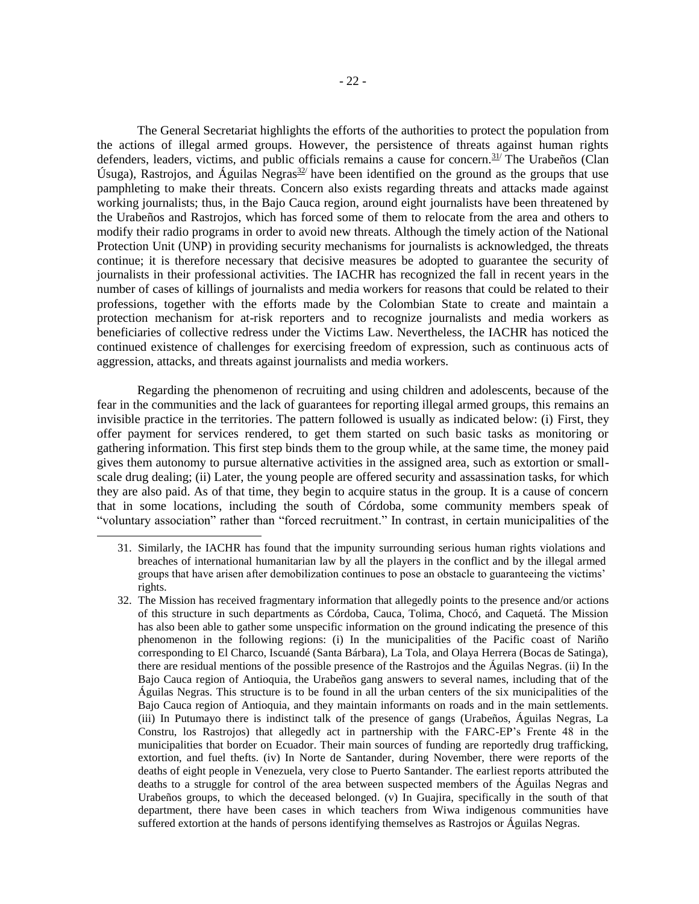The General Secretariat highlights the efforts of the authorities to protect the population from the actions of illegal armed groups. However, the persistence of threats against human rights defenders, leaders, victims, and public officials remains a cause for concern.[31] The Urabeños (Clan Úsuga), Rastrojos, and Águilas Negras[32] have been identified on the ground as the groups that use pamphleting to make their threats. Concern also exists regarding threats and attacks made against working journalists; thus, in the Bajo Cauca region, around eight journalists have been threatened by the Urabeños and Rastrojos, which has forced some of them to relocate from the area and others to modify their radio programs in order to avoid new threats. Although the timely action of the National Protection Unit (UNP) in providing security mechanisms for journalists is acknowledged, the threats continue; it is therefore necessary that decisive measures be adopted to guarantee the security of journalists in their professional activities. The IACHR has recognized the fall in recent years in the number of cases of killings of journalists and media workers for reasons that could be related to their professions, together with the efforts made by the Colombian State to create and maintain a protection mechanism for at-risk reporters and to recognize journalists and media workers as beneficiaries of collective redress under the Victims Law. Nevertheless, the IACHR has noticed the continued existence of challenges for exercising freedom of expression, such as continuous acts of aggression, attacks, and threats against journalists and media workers.

Regarding the phenomenon of recruiting and using children and adolescents, because of the fear in the communities and the lack of guarantees for reporting illegal armed groups, this remains an invisible practice in the territories. The pattern followed is usually as indicated below: (i) First, they offer payment for services rendered, to get them started on such basic tasks as monitoring or gathering information. This first step binds them to the group while, at the same time, the money paid gives them autonomy to pursue alternative activities in the assigned area, such as extortion or small-scale drug dealing; (ii) Later, the young people are offered security and assassination tasks, for which they are also paid. As of that time, they begin to acquire status in the group. It is a cause of concern that in some locations, including the south of Córdoba, some community members speak of "voluntary association" rather than "forced recruitment." In contrast, in certain municipalities of the

---

31. Similarly, the IACHR has found that the impunity surrounding serious human rights violations and breaches of international humanitarian law by all the players in the conflict and by the illegal armed groups that have arisen after demobilization continues to pose an obstacle to guaranteeing the victims' rights.

32. The Mission has received fragmentary information that allegedly points to the presence and/or actions of this structure in such departments as Córdoba, Cauca, Tolima, Chocó, and Caquetá. The Mission has also been able to gather some unspecific information on the ground indicating the presence of this phenomenon in the following regions: (i) In the municipalities of the Pacific coast of Nariño corresponding to El Charco, Iscuandé (Santa Bárbara), La Tola, and Olaya Herrera (Bocas de Satinga), there are residual mentions of the possible presence of the Rastrojos and the Águilas Negras. (ii) In the Bajo Cauca region of Antioquia, the Urabeños gang answers to several names, including that of the Águilas Negras. This structure is to be found in all the urban centers of the six municipalities of the Bajo Cauca region of Antioquia, and they maintain informants on roads and in the main settlements. (iii) In Putumayo there is indistinct talk of the presence of gangs (Urabeños, Águilas Negras, La Constru, los Rastrojos) that allegedly act in partnership with the FARC-EP's Frente 48 in the municipalities that border on Ecuador. Their main sources of funding are reportedly drug trafficking, extortion, and fuel thefts. (iv) In Norte de Santander, during November, there were reports of the deaths of eight people in Venezuela, very close to Puerto Santander. The earliest reports attributed the deaths to a struggle for control of the area between suspected members of the Águilas Negras and Urabeños groups, to which the deceased belonged. (v) In Guajira, specifically in the south of that department, there have been cases in which teachers from Wiwa indigenous communities have suffered extortion at the hands of persons identifying themselves as Rastrojos or Águilas Negras.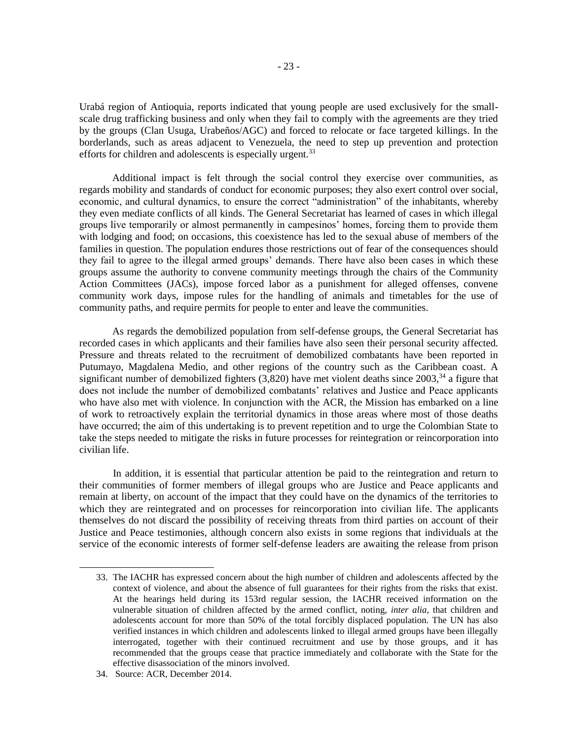Urabá region of Antioquia, reports indicated that young people are used exclusively for the small-scale drug trafficking business and only when they fail to comply with the agreements are they tried by the groups (Clan Usuga, Urabeños/AGC) and forced to relocate or face targeted killings. In the borderlands, such as areas adjacent to Venezuela, the need to step up prevention and protection efforts for children and adolescents is especially urgent.[33]

Additional impact is felt through the social control they exercise over communities, as regards mobility and standards of conduct for economic purposes; they also exert control over social, economic, and cultural dynamics, to ensure the correct "administration" of the inhabitants, whereby they even mediate conflicts of all kinds. The General Secretariat has learned of cases in which illegal groups live temporarily or almost permanently in campesinos' homes, forcing them to provide them with lodging and food; on occasions, this coexistence has led to the sexual abuse of members of the families in question. The population endures those restrictions out of fear of the consequences should they fail to agree to the illegal armed groups' demands. There have also been cases in which these groups assume the authority to convene community meetings through the chairs of the Community Action Committees (JACs), impose forced labor as a punishment for alleged offenses, convene community work days, impose rules for the handling of animals and timetables for the use of community paths, and require permits for people to enter and leave the communities.

As regards the demobilized population from self-defense groups, the General Secretariat has recorded cases in which applicants and their families have also seen their personal security affected. Pressure and threats related to the recruitment of demobilized combatants have been reported in Putumayo, Magdalena Medio, and other regions of the country such as the Caribbean coast. A significant number of demobilized fighters (3,820) have met violent deaths since 2003,[34] a figure that does not include the number of demobilized combatants' relatives and Justice and Peace applicants who have also met with violence. In conjunction with the ACR, the Mission has embarked on a line of work to retroactively explain the territorial dynamics in those areas where most of those deaths have occurred; the aim of this undertaking is to prevent repetition and to urge the Colombian State to take the steps needed to mitigate the risks in future processes for reintegration or reincorporation into civilian life.

In addition, it is essential that particular attention be paid to the reintegration and return to their communities of former members of illegal groups who are Justice and Peace applicants and remain at liberty, on account of the impact that they could have on the dynamics of the territories to which they are reintegrated and on processes for reincorporation into civilian life. The applicants themselves do not discard the possibility of receiving threats from third parties on account of their Justice and Peace testimonies, although concern also exists in some regions that individuals at the service of the economic interests of former self-defense leaders are awaiting the release from prison

---

33. The IACHR has expressed concern about the high number of children and adolescents affected by the context of violence, and about the absence of full guarantees for their rights from the risks that exist. At the hearings held during its 153rd regular session, the IACHR received information on the vulnerable situation of children affected by the armed conflict, noting, *inter alia*, that children and adolescents account for more than 50% of the total forcibly displaced population. The UN has also verified instances in which children and adolescents linked to illegal armed groups have been illegally interrogated, together with their continued recruitment and use by those groups, and it has recommended that the groups cease that practice immediately and collaborate with the State for the effective disassociation of the minors involved.

34. Source: ACR, December 2014.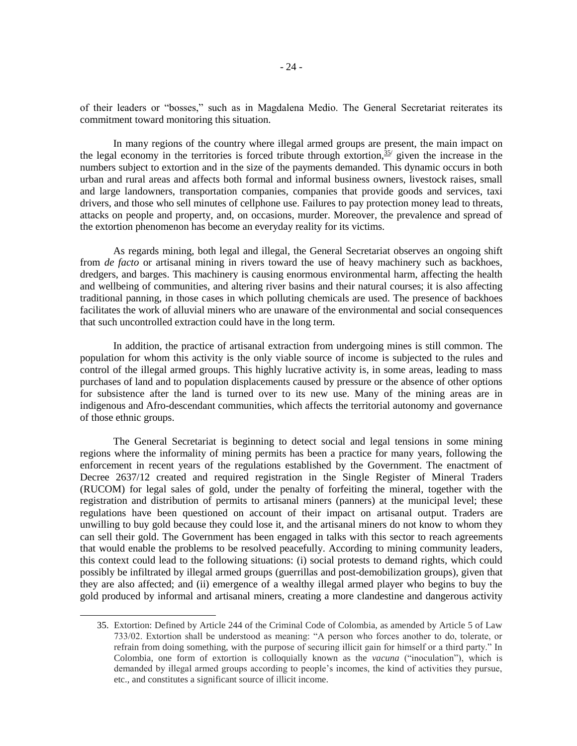of their leaders or "bosses," such as in Magdalena Medio. The General Secretariat reiterates its commitment toward monitoring this situation.

In many regions of the country where illegal armed groups are present, the main impact on the legal economy in the territories is forced tribute through extortion,[35] given the increase in the numbers subject to extortion and in the size of the payments demanded. This dynamic occurs in both urban and rural areas and affects both formal and informal business owners, livestock raises, small and large landowners, transportation companies, companies that provide goods and services, taxi drivers, and those who sell minutes of cellphone use. Failures to pay protection money lead to threats, attacks on people and property, and, on occasions, murder. Moreover, the prevalence and spread of the extortion phenomenon has become an everyday reality for its victims.

As regards mining, both legal and illegal, the General Secretariat observes an ongoing shift from *de facto* or artisanal mining in rivers toward the use of heavy machinery such as backhoes, dredgers, and barges. This machinery is causing enormous environmental harm, affecting the health and wellbeing of communities, and altering river basins and their natural courses; it is also affecting traditional panning, in those cases in which polluting chemicals are used. The presence of backhoes facilitates the work of alluvial miners who are unaware of the environmental and social consequences that such uncontrolled extraction could have in the long term.

In addition, the practice of artisanal extraction from undergoing mines is still common. The population for whom this activity is the only viable source of income is subjected to the rules and control of the illegal armed groups. This highly lucrative activity is, in some areas, leading to mass purchases of land and to population displacements caused by pressure or the absence of other options for subsistence after the land is turned over to its new use. Many of the mining areas are in indigenous and Afro-descendant communities, which affects the territorial autonomy and governance of those ethnic groups.

The General Secretariat is beginning to detect social and legal tensions in some mining regions where the informality of mining permits has been a practice for many years, following the enforcement in recent years of the regulations established by the Government. The enactment of Decree 2637/12 created and required registration in the Single Register of Mineral Traders (RUCOM) for legal sales of gold, under the penalty of forfeiting the mineral, together with the registration and distribution of permits to artisanal miners (panners) at the municipal level; these regulations have been questioned on account of their impact on artisanal output. Traders are unwilling to buy gold because they could lose it, and the artisanal miners do not know to whom they can sell their gold. The Government has been engaged in talks with this sector to reach agreements that would enable the problems to be resolved peacefully. According to mining community leaders, this context could lead to the following situations: (i) social protests to demand rights, which could possibly be infiltrated by illegal armed groups (guerrillas and post-demobilization groups), given that they are also affected; and (ii) emergence of a wealthy illegal armed player who begins to buy the gold produced by informal and artisanal miners, creating a more clandestine and dangerous activity

---

35. Extortion: Defined by Article 244 of the Criminal Code of Colombia, as amended by Article 5 of Law 733/02. Extortion shall be understood as meaning: "A person who forces another to do, tolerate, or refrain from doing something, with the purpose of securing illicit gain for himself or a third party." In Colombia, one form of extortion is colloquially known as the *vacuna* ("inoculation"), which is demanded by illegal armed groups according to people's incomes, the kind of activities they pursue, etc., and constitutes a significant source of illicit income.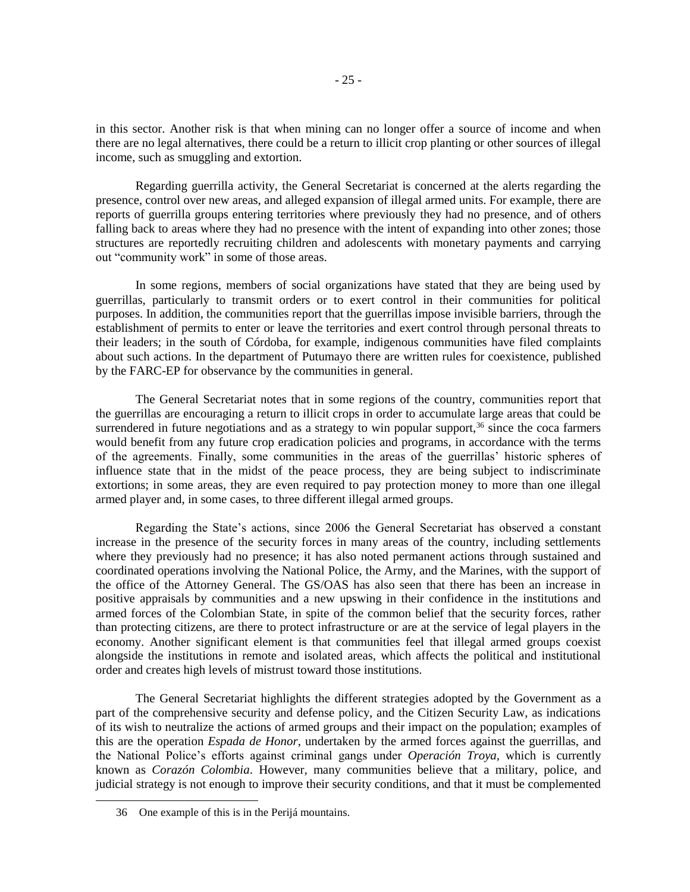in this sector. Another risk is that when mining can no longer offer a source of income and when there are no legal alternatives, there could be a return to illicit crop planting or other sources of illegal income, such as smuggling and extortion.

Regarding guerrilla activity, the General Secretariat is concerned at the alerts regarding the presence, control over new areas, and alleged expansion of illegal armed units. For example, there are reports of guerrilla groups entering territories where previously they had no presence, and of others falling back to areas where they had no presence with the intent of expanding into other zones; those structures are reportedly recruiting children and adolescents with monetary payments and carrying out "community work" in some of those areas.

In some regions, members of social organizations have stated that they are being used by guerrillas, particularly to transmit orders or to exert control in their communities for political purposes. In addition, the communities report that the guerrillas impose invisible barriers, through the establishment of permits to enter or leave the territories and exert control through personal threats to their leaders; in the south of Córdoba, for example, indigenous communities have filed complaints about such actions. In the department of Putumayo there are written rules for coexistence, published by the FARC-EP for observance by the communities in general.

The General Secretariat notes that in some regions of the country, communities report that the guerrillas are encouraging a return to illicit crops in order to accumulate large areas that could be surrendered in future negotiations and as a strategy to win popular support,[36] since the coca farmers would benefit from any future crop eradication policies and programs, in accordance with the terms of the agreements. Finally, some communities in the areas of the guerrillas' historic spheres of influence state that in the midst of the peace process, they are being subject to indiscriminate extortions; in some areas, they are even required to pay protection money to more than one illegal armed player and, in some cases, to three different illegal armed groups.

Regarding the State's actions, since 2006 the General Secretariat has observed a constant increase in the presence of the security forces in many areas of the country, including settlements where they previously had no presence; it has also noted permanent actions through sustained and coordinated operations involving the National Police, the Army, and the Marines, with the support of the office of the Attorney General. The GS/OAS has also seen that there has been an increase in positive appraisals by communities and a new upswing in their confidence in the institutions and armed forces of the Colombian State, in spite of the common belief that the security forces, rather than protecting citizens, are there to protect infrastructure or are at the service of legal players in the economy. Another significant element is that communities feel that illegal armed groups coexist alongside the institutions in remote and isolated areas, which affects the political and institutional order and creates high levels of mistrust toward those institutions.

The General Secretariat highlights the different strategies adopted by the Government as a part of the comprehensive security and defense policy, and the Citizen Security Law, as indications of its wish to neutralize the actions of armed groups and their impact on the population; examples of this are the operation *Espada de Honor*, undertaken by the armed forces against the guerrillas, and the National Police's efforts against criminal gangs under *Operación Troya*, which is currently known as *Corazón Colombia*. However, many communities believe that a military, police, and judicial strategy is not enough to improve their security conditions, and that it must be complemented

---

36 One example of this is in the Perijá mountains.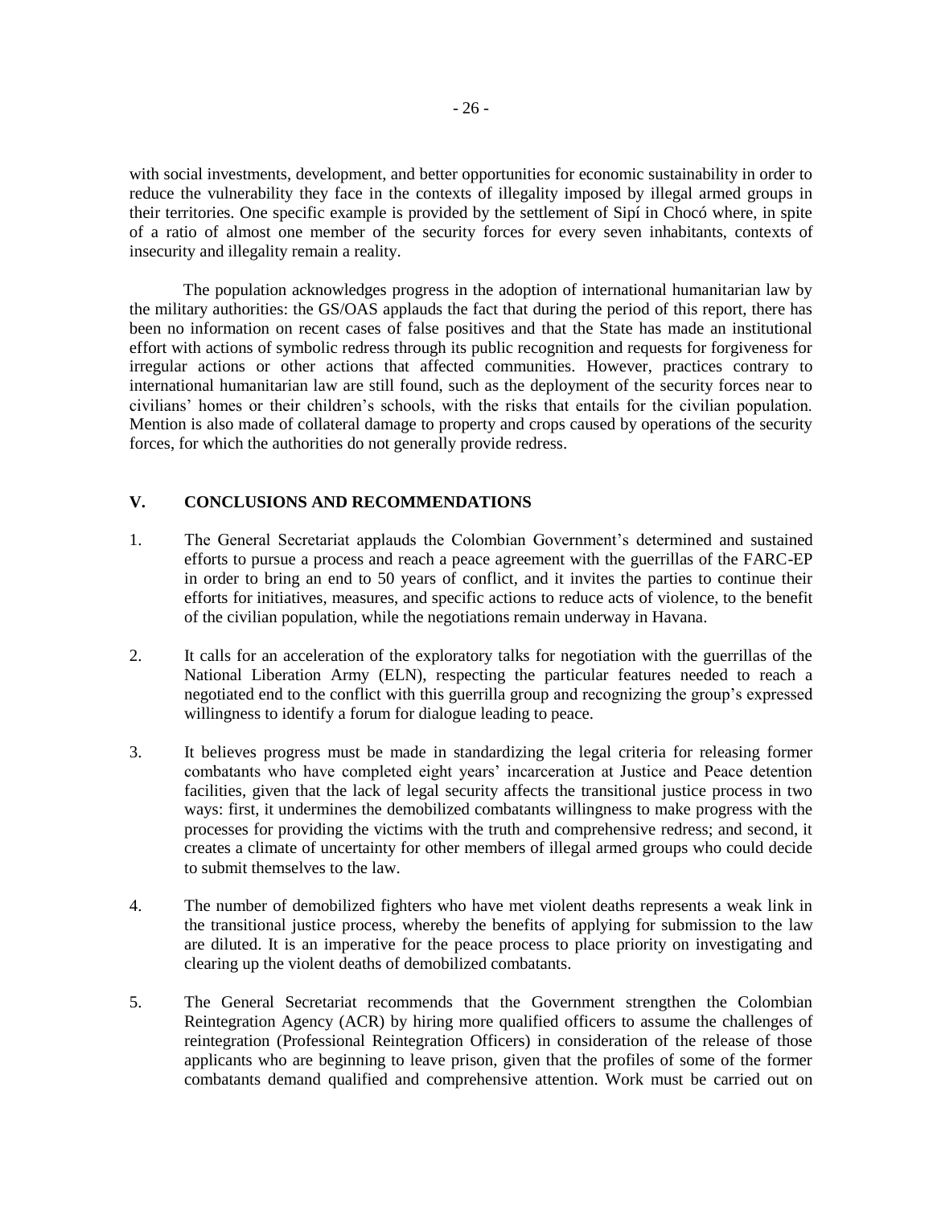with social investments, development, and better opportunities for economic sustainability in order to reduce the vulnerability they face in the contexts of illegality imposed by illegal armed groups in their territories. One specific example is provided by the settlement of Sipí in Chocó where, in spite of a ratio of almost one member of the security forces for every seven inhabitants, contexts of insecurity and illegality remain a reality.

The population acknowledges progress in the adoption of international humanitarian law by the military authorities: the GS/OAS applauds the fact that during the period of this report, there has been no information on recent cases of false positives and that the State has made an institutional effort with actions of symbolic redress through its public recognition and requests for forgiveness for irregular actions or other actions that affected communities. However, practices contrary to international humanitarian law are still found, such as the deployment of the security forces near to civilians' homes or their children's schools, with the risks that entails for the civilian population. Mention is also made of collateral damage to property and crops caused by operations of the security forces, for which the authorities do not generally provide redress.

## V. CONCLUSIONS AND RECOMMENDATIONS

1. The General Secretariat applauds the Colombian Government's determined and sustained efforts to pursue a process and reach a peace agreement with the guerrillas of the FARC-EP in order to bring an end to 50 years of conflict, and it invites the parties to continue their efforts for initiatives, measures, and specific actions to reduce acts of violence, to the benefit of the civilian population, while the negotiations remain underway in Havana.

2. It calls for an acceleration of the exploratory talks for negotiation with the guerrillas of the National Liberation Army (ELN), respecting the particular features needed to reach a negotiated end to the conflict with this guerrilla group and recognizing the group's expressed willingness to identify a forum for dialogue leading to peace.

3. It believes progress must be made in standardizing the legal criteria for releasing former combatants who have completed eight years' incarceration at Justice and Peace detention facilities, given that the lack of legal security affects the transitional justice process in two ways: first, it undermines the demobilized combatants willingness to make progress with the processes for providing the victims with the truth and comprehensive redress; and second, it creates a climate of uncertainty for other members of illegal armed groups who could decide to submit themselves to the law.

4. The number of demobilized fighters who have met violent deaths represents a weak link in the transitional justice process, whereby the benefits of applying for submission to the law are diluted. It is an imperative for the peace process to place priority on investigating and clearing up the violent deaths of demobilized combatants.

5. The General Secretariat recommends that the Government strengthen the Colombian Reintegration Agency (ACR) by hiring more qualified officers to assume the challenges of reintegration (Professional Reintegration Officers) in consideration of the release of those applicants who are beginning to leave prison, given that the profiles of some of the former combatants demand qualified and comprehensive attention. Work must be carried out on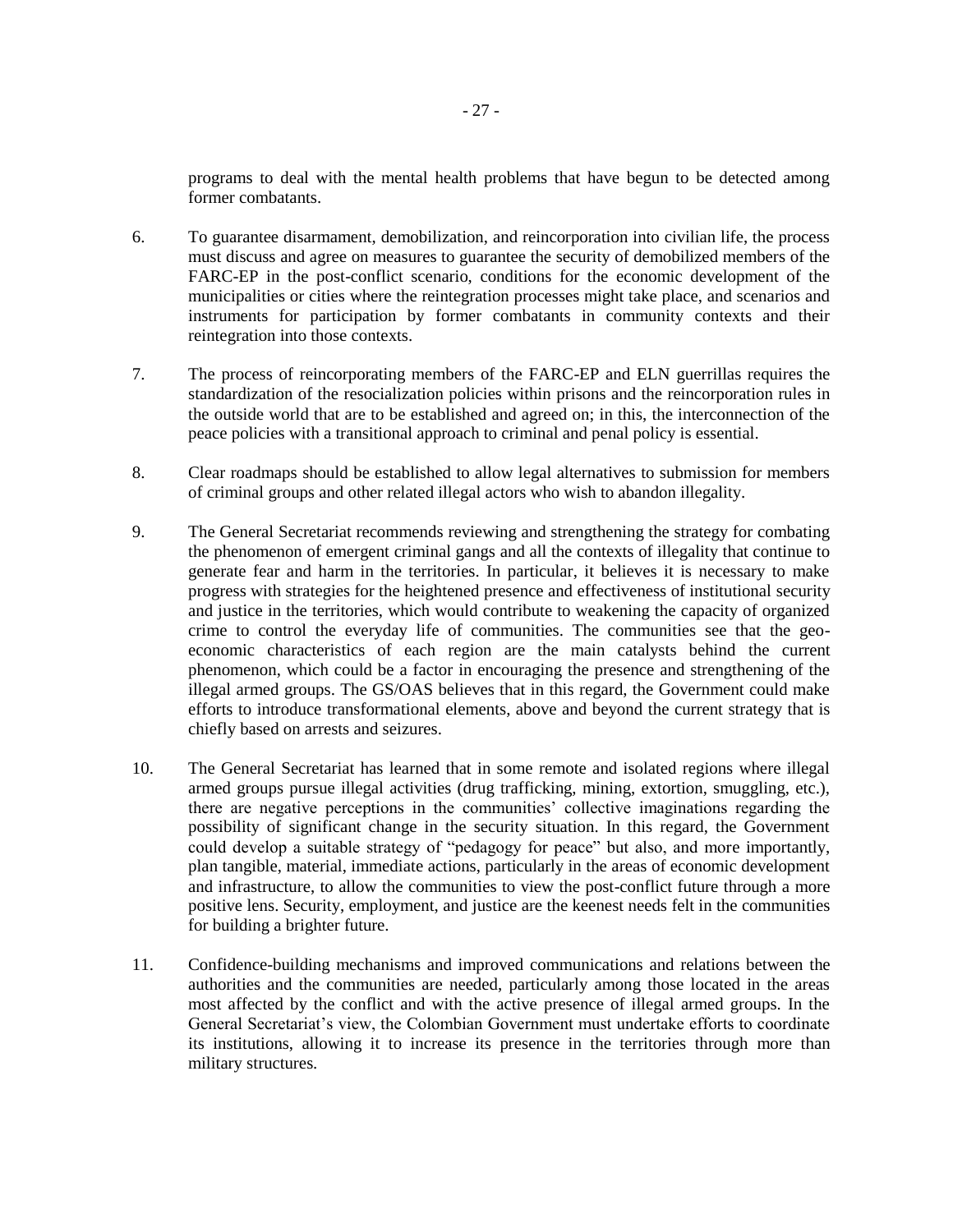programs to deal with the mental health problems that have begun to be detected among former combatants.

6. To guarantee disarmament, demobilization, and reincorporation into civilian life, the process must discuss and agree on measures to guarantee the security of demobilized members of the FARC-EP in the post-conflict scenario, conditions for the economic development of the municipalities or cities where the reintegration processes might take place, and scenarios and instruments for participation by former combatants in community contexts and their reintegration into those contexts.

7. The process of reincorporating members of the FARC-EP and ELN guerrillas requires the standardization of the resocialization policies within prisons and the reincorporation rules in the outside world that are to be established and agreed on; in this, the interconnection of the peace policies with a transitional approach to criminal and penal policy is essential.

8. Clear roadmaps should be established to allow legal alternatives to submission for members of criminal groups and other related illegal actors who wish to abandon illegality.

9. The General Secretariat recommends reviewing and strengthening the strategy for combating the phenomenon of emergent criminal gangs and all the contexts of illegality that continue to generate fear and harm in the territories. In particular, it believes it is necessary to make progress with strategies for the heightened presence and effectiveness of institutional security and justice in the territories, which would contribute to weakening the capacity of organized crime to control the everyday life of communities. The communities see that the geo-economic characteristics of each region are the main catalysts behind the current phenomenon, which could be a factor in encouraging the presence and strengthening of the illegal armed groups. The GS/OAS believes that in this regard, the Government could make efforts to introduce transformational elements, above and beyond the current strategy that is chiefly based on arrests and seizures.

10. The General Secretariat has learned that in some remote and isolated regions where illegal armed groups pursue illegal activities (drug trafficking, mining, extortion, smuggling, etc.), there are negative perceptions in the communities' collective imaginations regarding the possibility of significant change in the security situation. In this regard, the Government could develop a suitable strategy of "pedagogy for peace" but also, and more importantly, plan tangible, material, immediate actions, particularly in the areas of economic development and infrastructure, to allow the communities to view the post-conflict future through a more positive lens. Security, employment, and justice are the keenest needs felt in the communities for building a brighter future.

11. Confidence-building mechanisms and improved communications and relations between the authorities and the communities are needed, particularly among those located in the areas most affected by the conflict and with the active presence of illegal armed groups. In the General Secretariat's view, the Colombian Government must undertake efforts to coordinate its institutions, allowing it to increase its presence in the territories through more than military structures.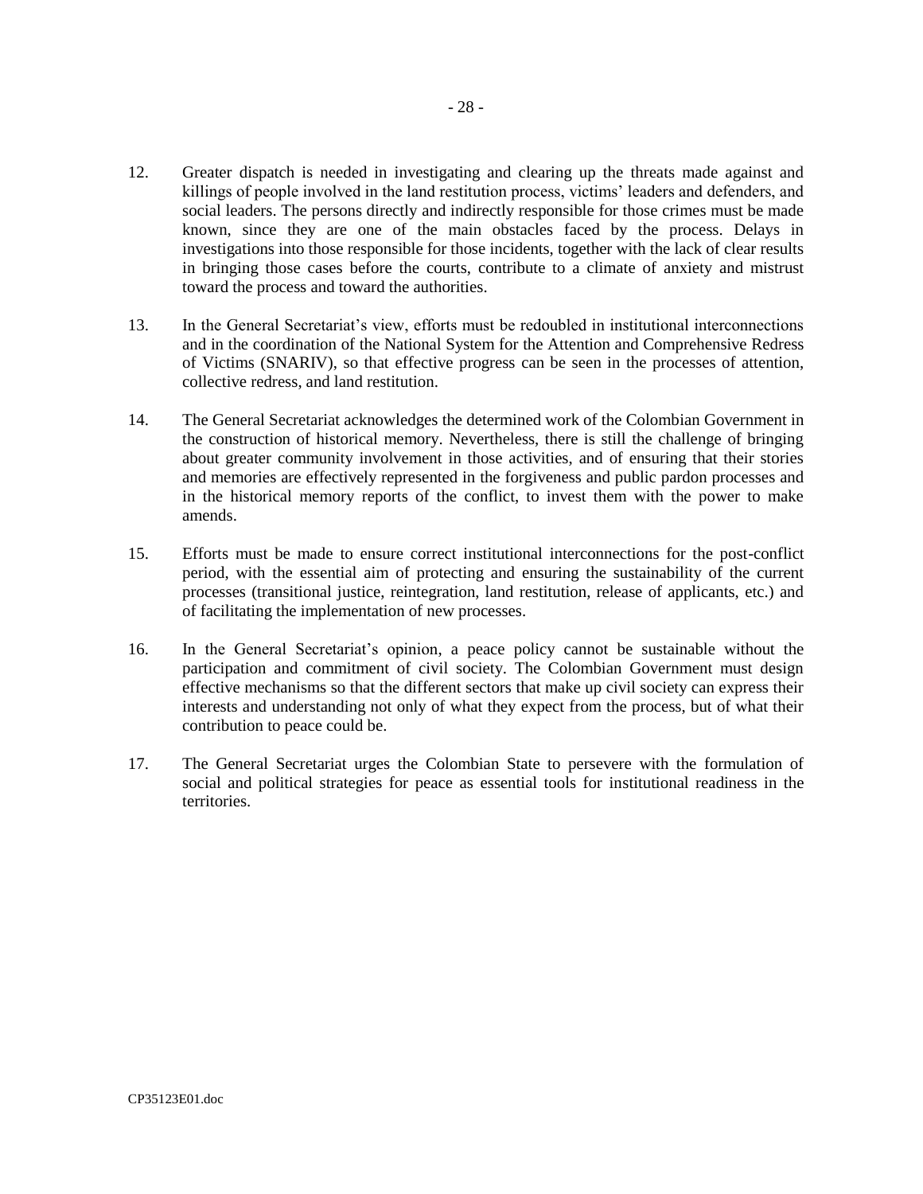12. Greater dispatch is needed in investigating and clearing up the threats made against and killings of people involved in the land restitution process, victims' leaders and defenders, and social leaders. The persons directly and indirectly responsible for those crimes must be made known, since they are one of the main obstacles faced by the process. Delays in investigations into those responsible for those incidents, together with the lack of clear results in bringing those cases before the courts, contribute to a climate of anxiety and mistrust toward the process and toward the authorities.

13. In the General Secretariat's view, efforts must be redoubled in institutional interconnections and in the coordination of the National System for the Attention and Comprehensive Redress of Victims (SNARIV), so that effective progress can be seen in the processes of attention, collective redress, and land restitution.

14. The General Secretariat acknowledges the determined work of the Colombian Government in the construction of historical memory. Nevertheless, there is still the challenge of bringing about greater community involvement in those activities, and of ensuring that their stories and memories are effectively represented in the forgiveness and public pardon processes and in the historical memory reports of the conflict, to invest them with the power to make amends.

15. Efforts must be made to ensure correct institutional interconnections for the post-conflict period, with the essential aim of protecting and ensuring the sustainability of the current processes (transitional justice, reintegration, land restitution, release of applicants, etc.) and of facilitating the implementation of new processes.

16. In the General Secretariat's opinion, a peace policy cannot be sustainable without the participation and commitment of civil society. The Colombian Government must design effective mechanisms so that the different sectors that make up civil society can express their interests and understanding not only of what they expect from the process, but of what their contribution to peace could be.

17. The General Secretariat urges the Colombian State to persevere with the formulation of social and political strategies for peace as essential tools for institutional readiness in the territories.